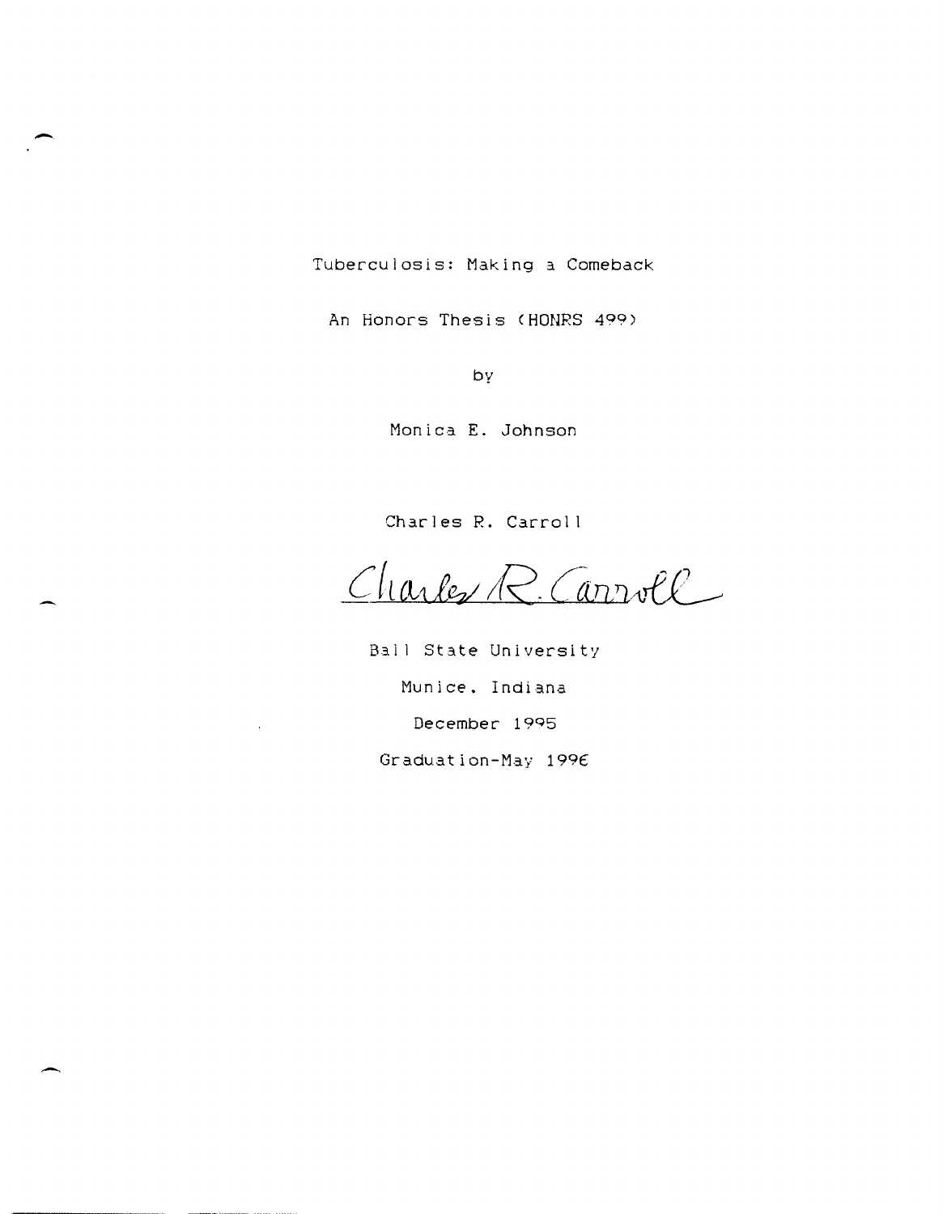# Tuberculosis: Making a Comeback

An Honors Thesis (HONRS 499)

by

Monica E. Johnson

Charles R. Carroll

Charles R. Carroll

Ball State University

Munice, Indiana

December 1995

Graduation-May 1996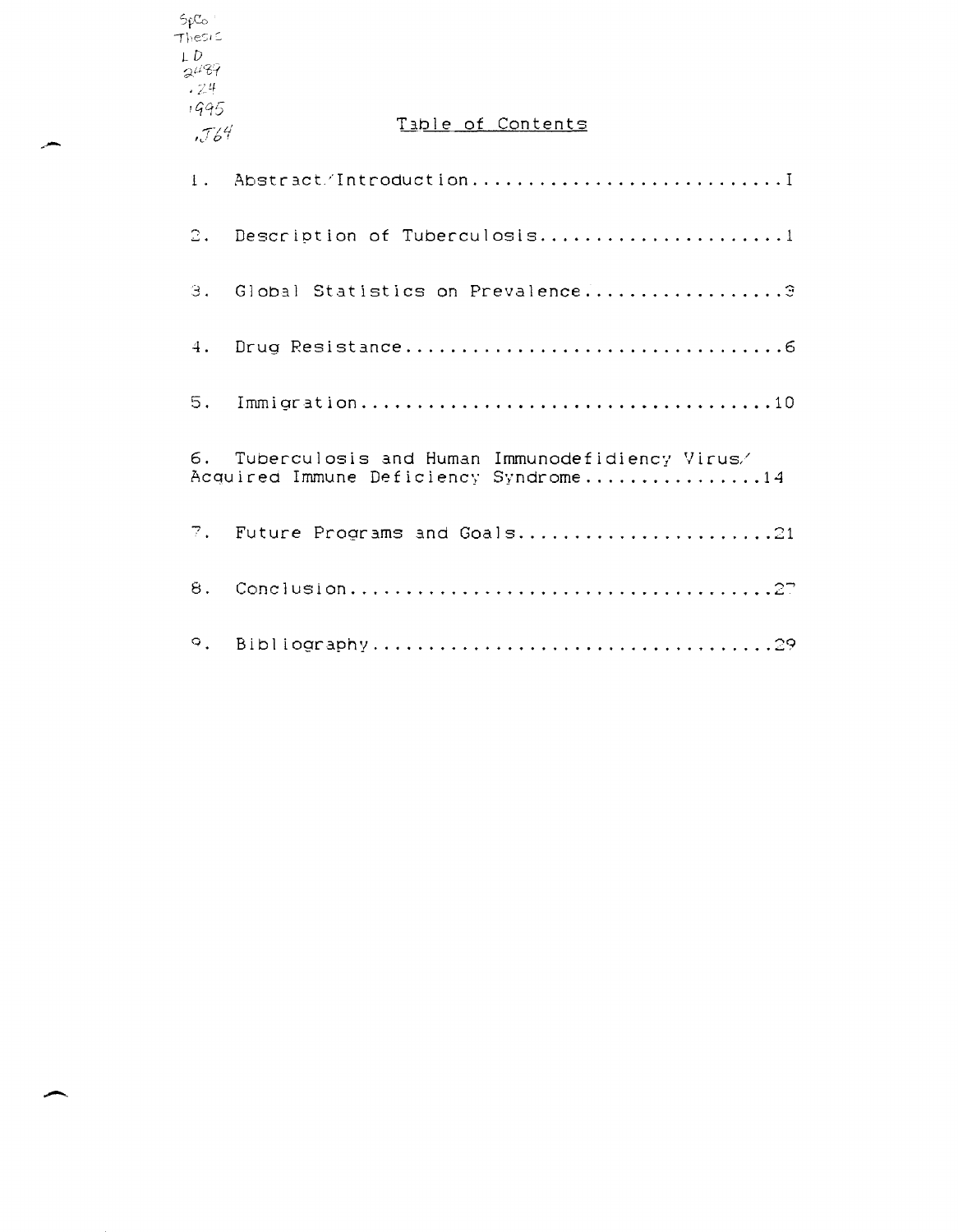SpCo
Thesis
LD
2489
.Z4
1995
.J64

# Table of Contents

1. Abstract/Introduction............................I

2. Description of Tuberculosis......................1

3. Global Statistics on Prevalence..................3

4. Drug Resistance..................................6

5. Immigration......................................10

6. Tuberculosis and Human Immunodefidiency Virus/ Acquired Immune Deficiency Syndrome................14

7. Future Programs and Goals.......................21

8. Conclusion......................................27

9. Bibliography....................................29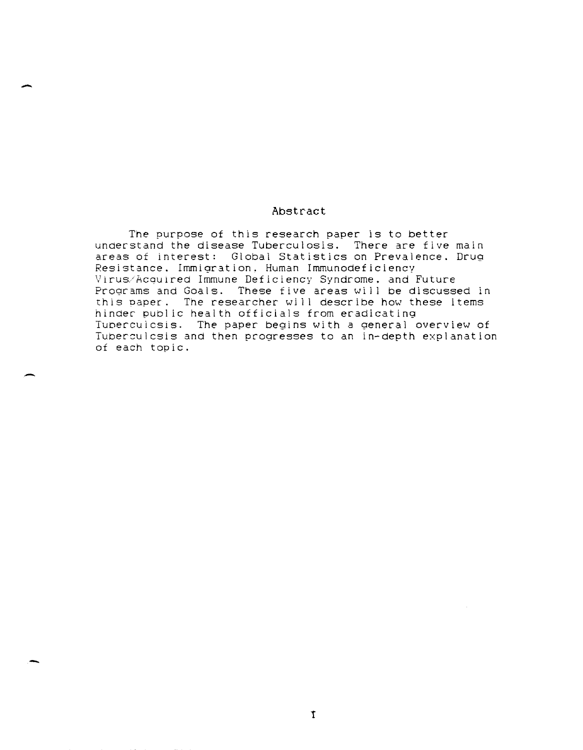## Abstract

The purpose of this research paper is to better understand the disease Tuberculosis. There are five main areas of interest: Global Statistics on Prevalence, Drug Resistance, Immigration, Human Immunodeficiency Virus/Acquired Immune Deficiency Syndrome, and Future Programs and Goals. These five areas will be discussed in this paper. The researcher will describe how these items hinder public health officials from eradicating Tuberculosis. The paper begins with a general overview of Tuberculosis and then progresses to an in-depth explanation of each topic.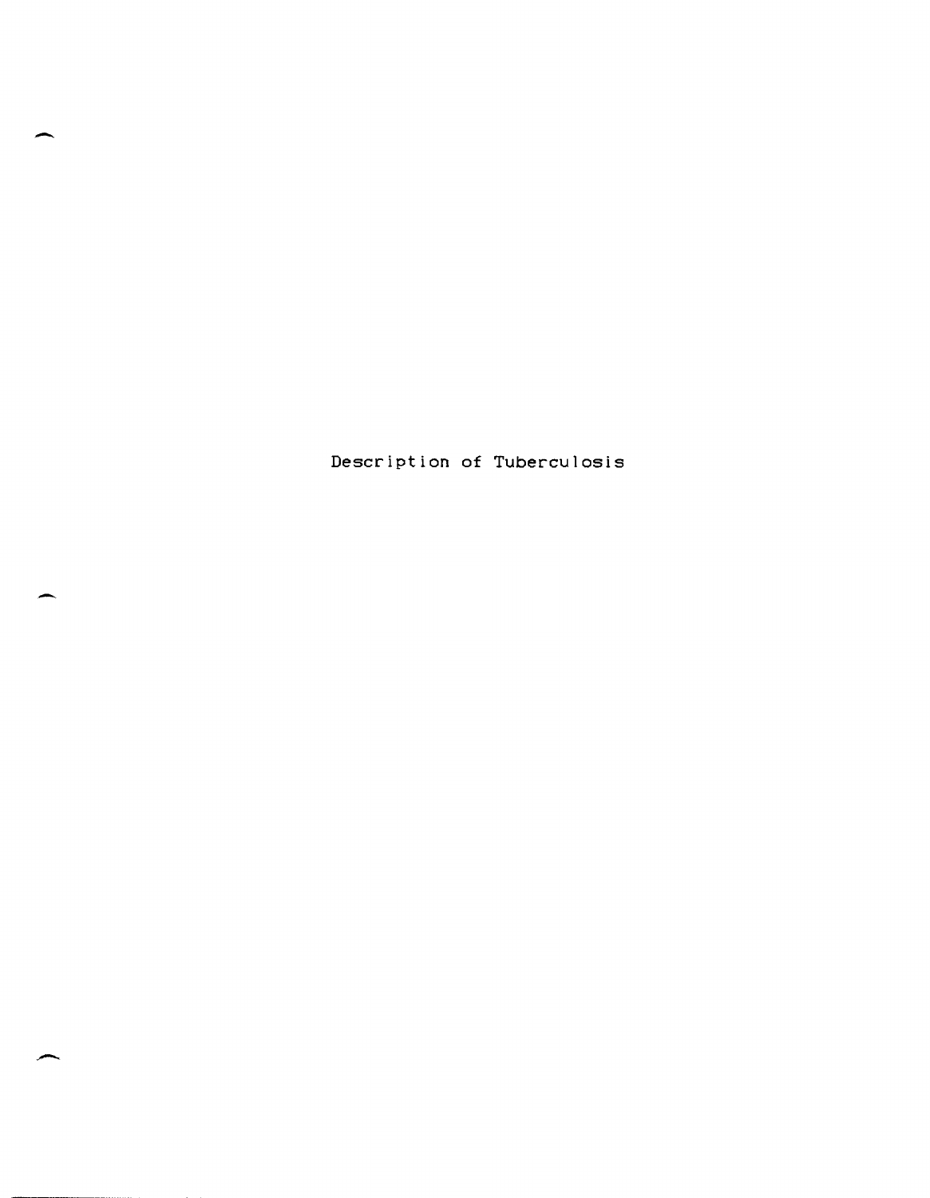# Description of Tuberculosis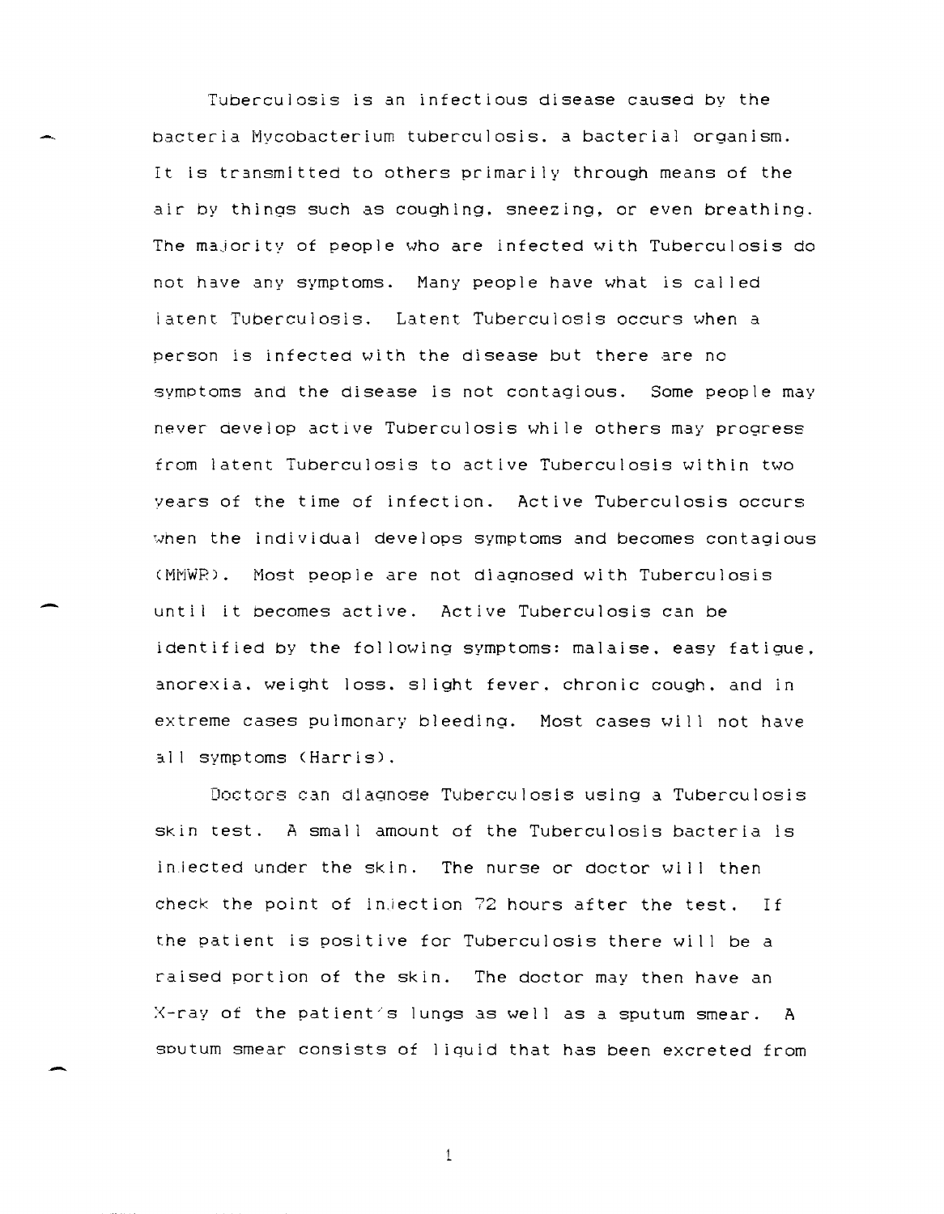Tuberculosis is an infectious disease caused by the bacteria Mycobacterium tuberculosis, a bacterial organism. It is transmitted to others primarily through means of the air by things such as coughing, sneezing, or even breathing. The majority of people who are infected with Tuberculosis do not have any symptoms. Many people have what is called latent Tuberculosis. Latent Tuberculosis occurs when a person is infected with the disease but there are no symptoms and the disease is not contagious. Some people may never develop active Tuberculosis while others may progress from latent Tuberculosis to active Tuberculosis within two years of the time of infection. Active Tuberculosis occurs when the individual develops symptoms and becomes contagious (MMWR). Most people are not diagnosed with Tuberculosis until it becomes active. Active Tuberculosis can be identified by the following symptoms: malaise, easy fatigue, anorexia, weight loss, slight fever, chronic cough, and in extreme cases pulmonary bleeding. Most cases will not have all symptoms (Harris).

Doctors can diagnose Tuberculosis using a Tuberculosis skin test. A small amount of the Tuberculosis bacteria is injected under the skin. The nurse or doctor will then check the point of injection 72 hours after the test. If the patient is positive for Tuberculosis there will be a raised portion of the skin. The doctor may then have an X-ray of the patient's lungs as well as a sputum smear. A sputum smear consists of liquid that has been excreted from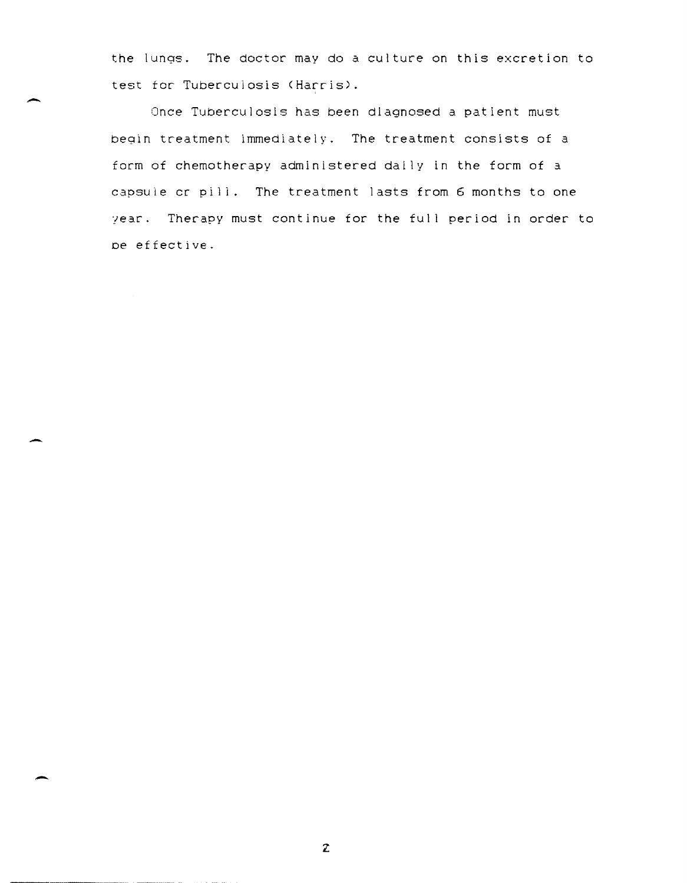the lungs. The doctor may do a culture on this excretion to test for Tuberculosis (Harris).

Once Tuberculosis has been diagnosed a patient must begin treatment immediately. The treatment consists of a form of chemotherapy administered daily in the form of a capsule or pill. The treatment lasts from 6 months to one year. Therapy must continue for the full period in order to be effective.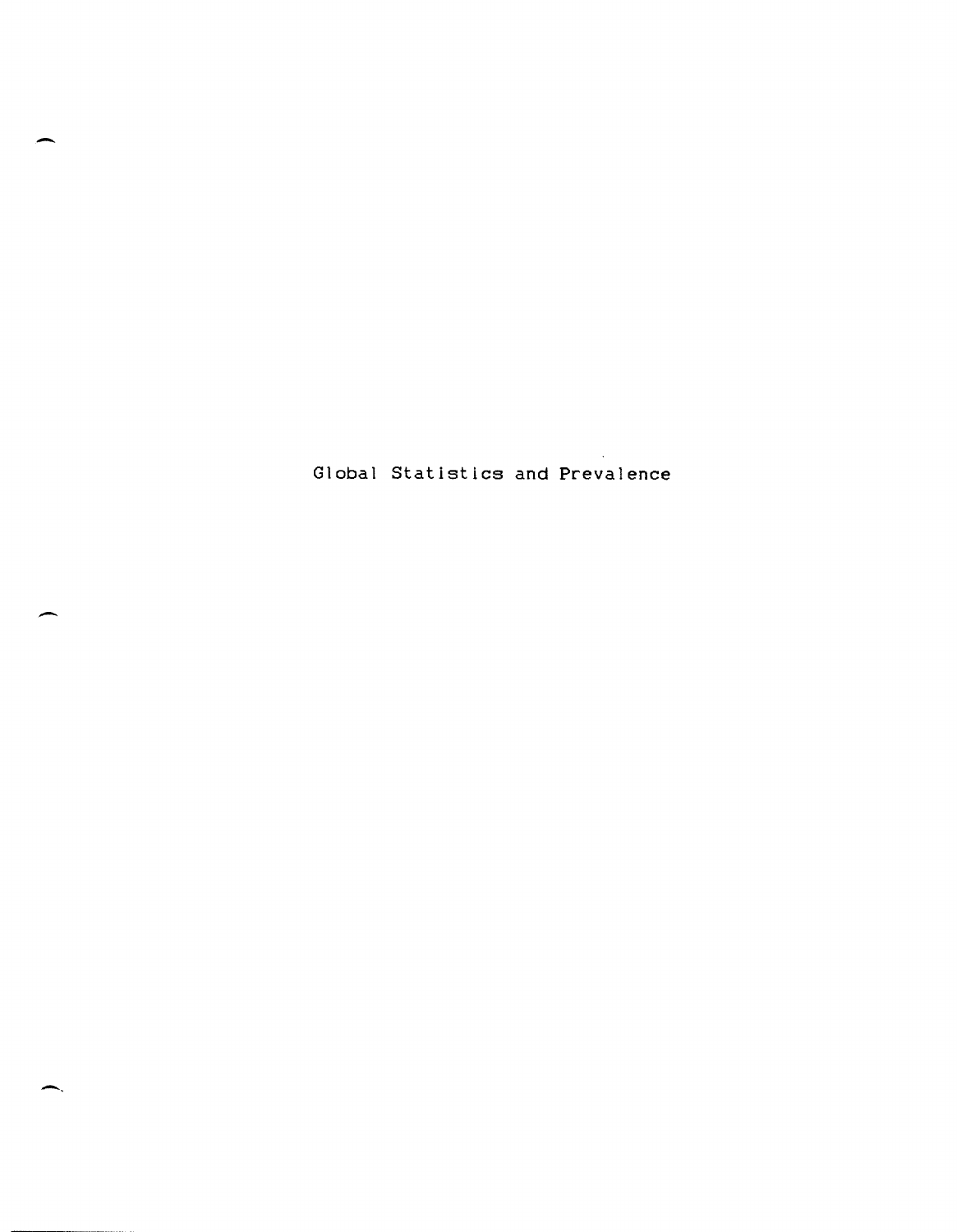# Global Statistics and Prevalence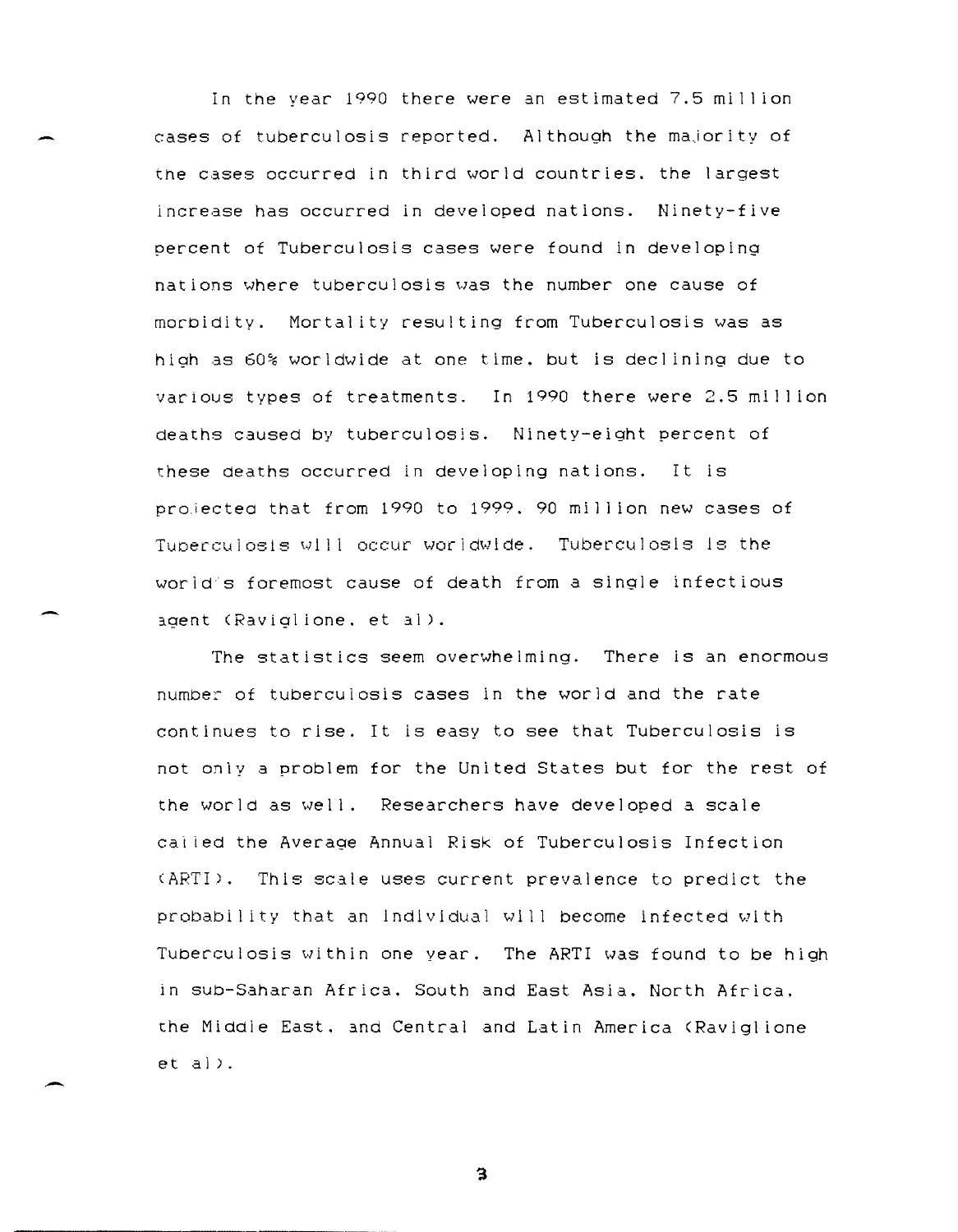In the year 1990 there were an estimated 7.5 million cases of tuberculosis reported. Although the majority of the cases occurred in third world countries, the largest increase has occurred in developed nations. Ninety-five percent of Tuberculosis cases were found in developing nations where tuberculosis was the number one cause of morbidity. Mortality resulting from Tuberculosis was as high as 60% worldwide at one time, but is declining due to various types of treatments. In 1990 there were 2.5 million deaths caused by tuberculosis. Ninety-eight percent of these deaths occurred in developing nations. It is projected that from 1990 to 1999, 90 million new cases of Tuberculosis will occur worldwide. Tuberculosis is the world's foremost cause of death from a single infectious agent (Raviglione, et al).

The statistics seem overwhelming. There is an enormous number of tuberculosis cases in the world and the rate continues to rise. It is easy to see that Tuberculosis is not only a problem for the United States but for the rest of the world as well. Researchers have developed a scale called the Average Annual Risk of Tuberculosis Infection (ARTI). This scale uses current prevalence to predict the probability that an individual will become infected with Tuberculosis within one year. The ARTI was found to be high in sub-Saharan Africa, South and East Asia, North Africa, the Middle East, and Central and Latin America (Raviglione et al).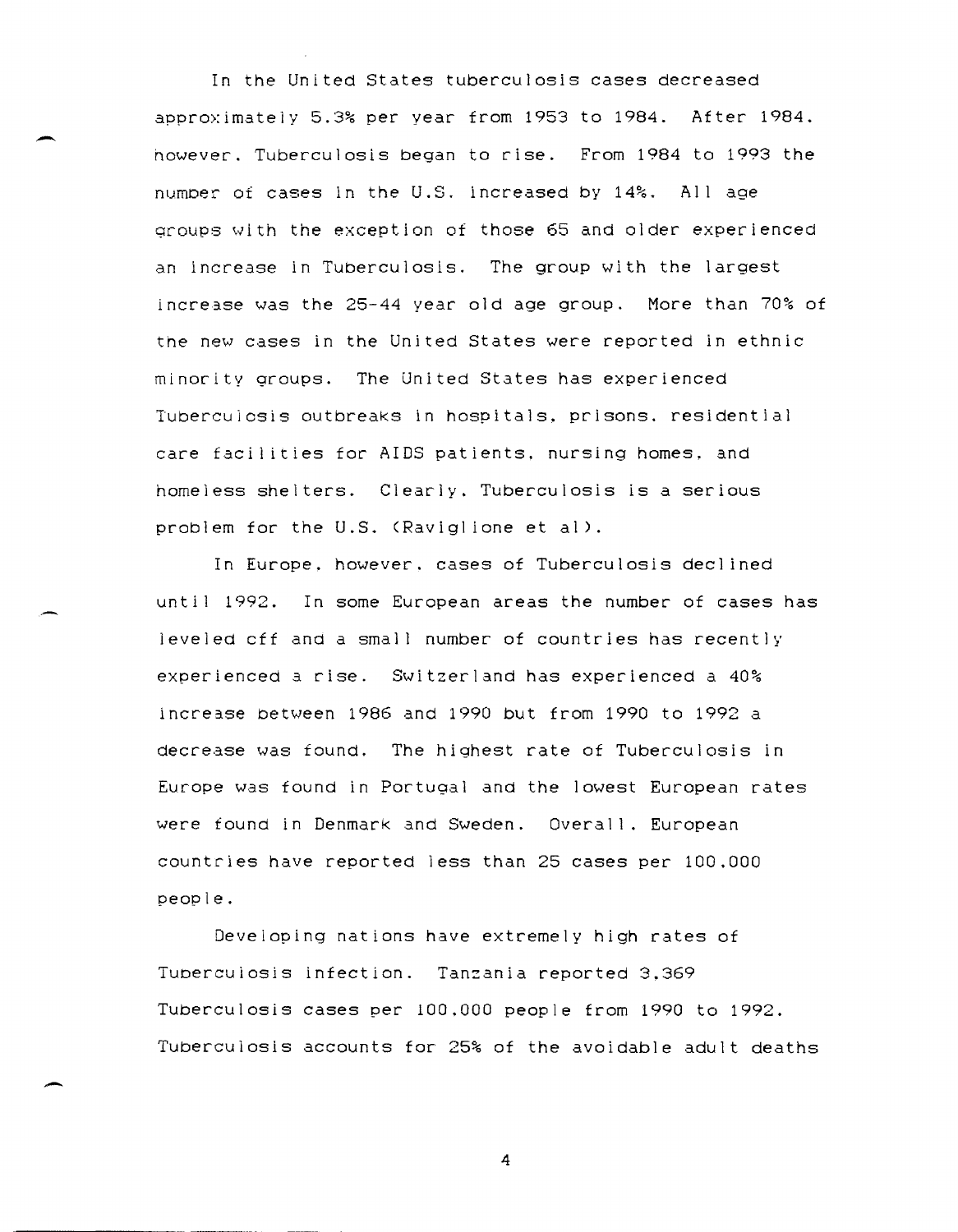In the United States tuberculosis cases decreased approximately 5.3% per year from 1953 to 1984. After 1984, however, Tuberculosis began to rise. From 1984 to 1993 the number of cases in the U.S. increased by 14%. All age groups with the exception of those 65 and older experienced an increase in Tuberculosis. The group with the largest increase was the 25-44 year old age group. More than 70% of the new cases in the United States were reported in ethnic minority groups. The United States has experienced Tuberculosis outbreaks in hospitals, prisons, residential care facilities for AIDS patients, nursing homes, and homeless shelters. Clearly, Tuberculosis is a serious problem for the U.S. (Raviglione et al).

In Europe, however, cases of Tuberculosis declined until 1992. In some European areas the number of cases has leveled off and a small number of countries has recently experienced a rise. Switzerland has experienced a 40% increase between 1986 and 1990 but from 1990 to 1992 a decrease was found. The highest rate of Tuberculosis in Europe was found in Portugal and the lowest European rates were found in Denmark and Sweden. Overall, European countries have reported less than 25 cases per 100,000 people.

Developing nations have extremely high rates of Tuberculosis infection. Tanzania reported 3,369 Tuberculosis cases per 100,000 people from 1990 to 1992. Tuberculosis accounts for 25% of the avoidable adult deaths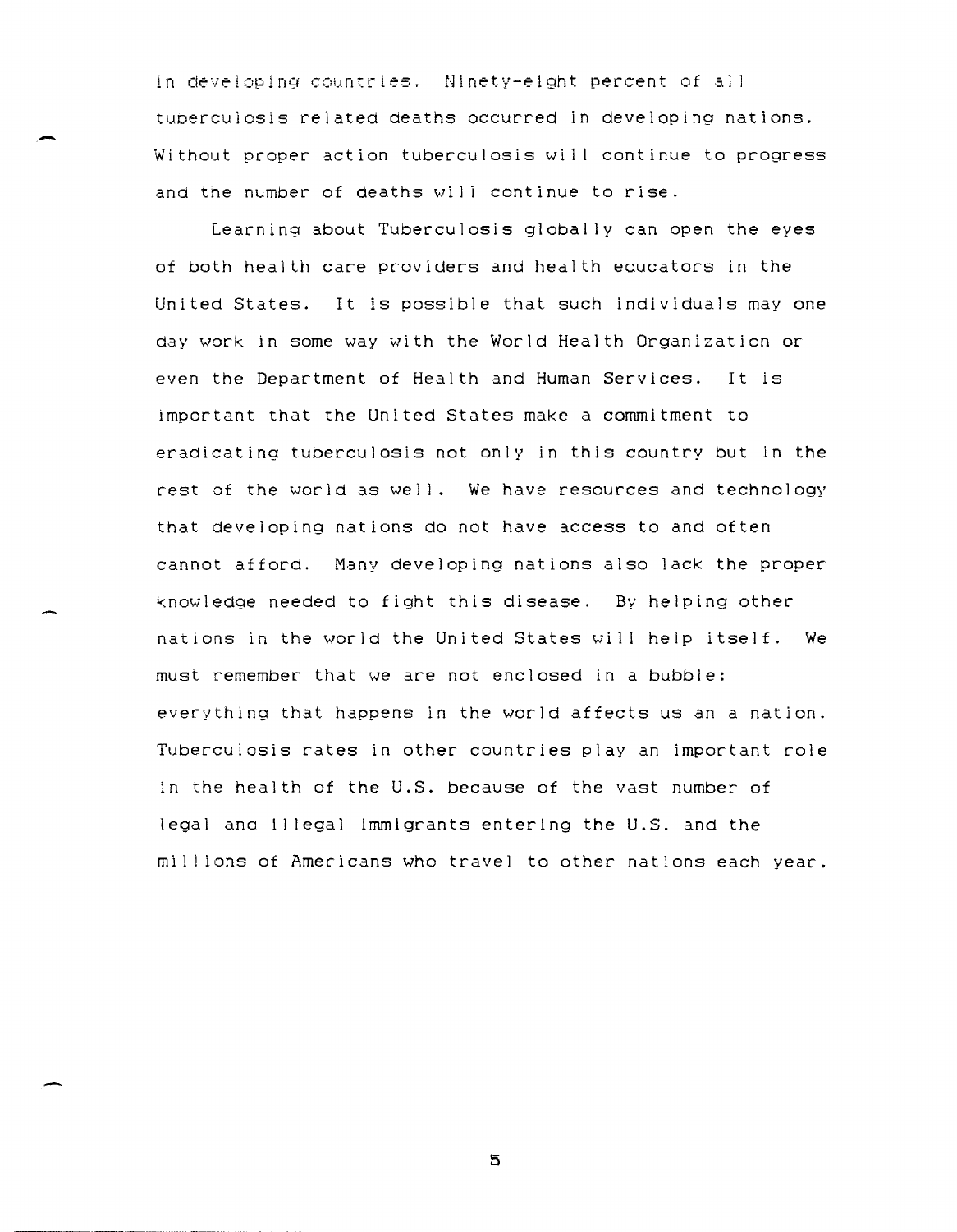in developing countries. Ninety-eight percent of all tuberculosis related deaths occurred in developing nations. Without proper action tuberculosis will continue to progress and the number of deaths will continue to rise.

Learning about Tuberculosis globally can open the eyes of both health care providers and health educators in the United States. It is possible that such individuals may one day work in some way with the World Health Organization or even the Department of Health and Human Services. It is important that the United States make a commitment to eradicating tuberculosis not only in this country but in the rest of the world as well. We have resources and technology that developing nations do not have access to and often cannot afford. Many developing nations also lack the proper knowledge needed to fight this disease. By helping other nations in the world the United States will help itself. We must remember that we are not enclosed in a bubble: everything that happens in the world affects us an a nation. Tuberculosis rates in other countries play an important role in the health of the U.S. because of the vast number of legal and illegal immigrants entering the U.S. and the millions of Americans who travel to other nations each year.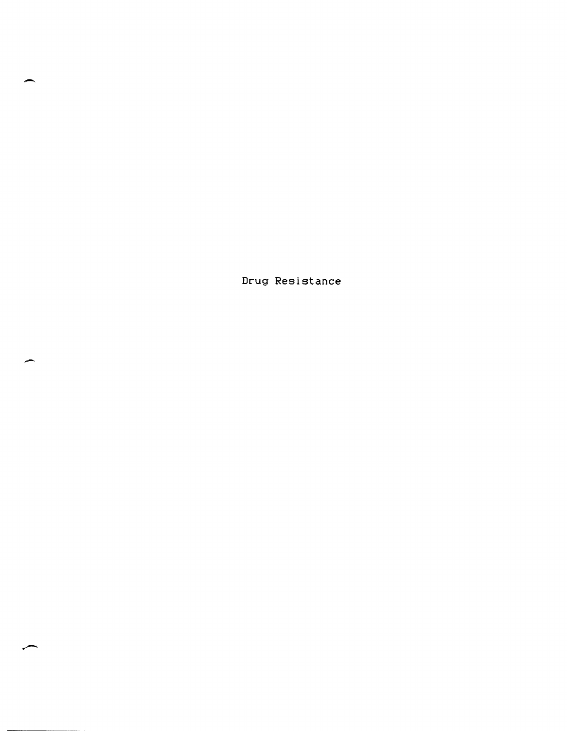# Drug Resistance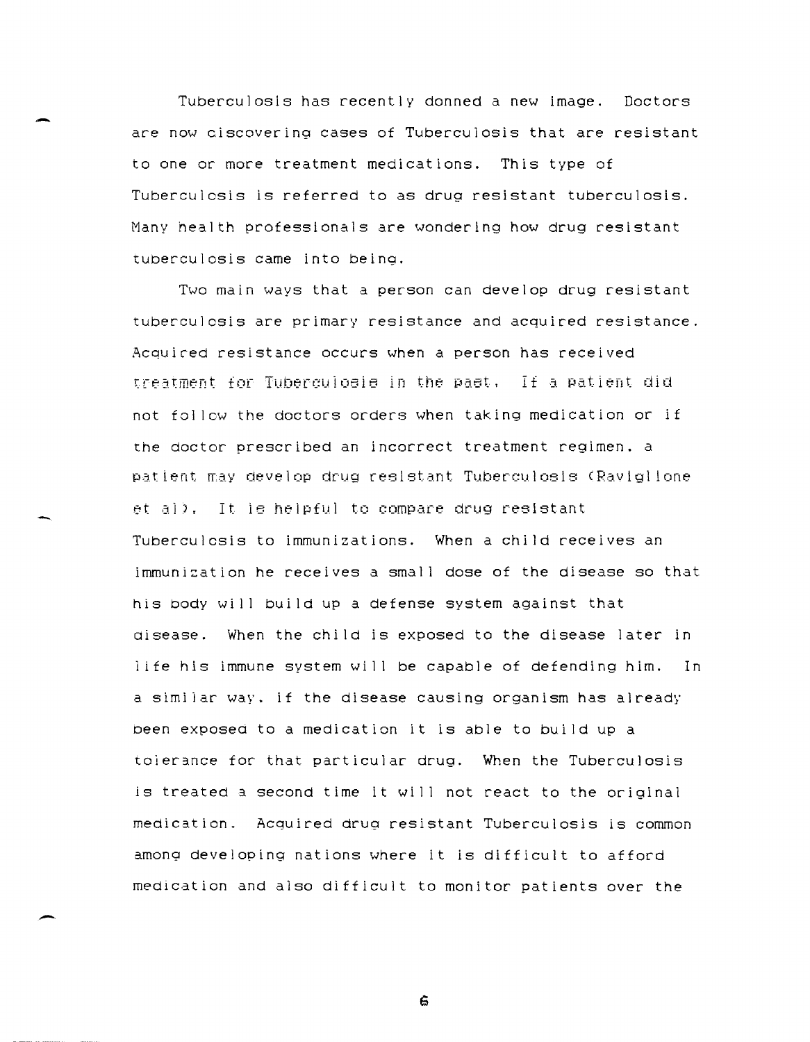Tuberculosis has recently donned a new image. Doctors are now discovering cases of Tuberculosis that are resistant to one or more treatment medications. This type of Tuberculosis is referred to as drug resistant tuberculosis. Many health professionals are wondering how drug resistant tuberculosis came into being.

Two main ways that a person can develop drug resistant tuberculosis are primary resistance and acquired resistance. Acquired resistance occurs when a person has received treatment for Tuberculosis in the past. If a patient did not follow the doctors orders when taking medication or if the doctor prescribed an incorrect treatment regimen, a patient may develop drug resistant Tuberculosis (Raviglione et al). It is helpful to compare drug resistant Tuberculosis to immunizations. When a child receives an immunization he receives a small dose of the disease so that his body will build up a defense system against that disease. When the child is exposed to the disease later in life his immune system will be capable of defending him. In a similar way, if the disease causing organism has already been exposed to a medication it is able to build up a tolerance for that particular drug. When the Tuberculosis is treated a second time it will not react to the original medication. Acquired drug resistant Tuberculosis is common among developing nations where it is difficult to afford medication and also difficult to monitor patients over the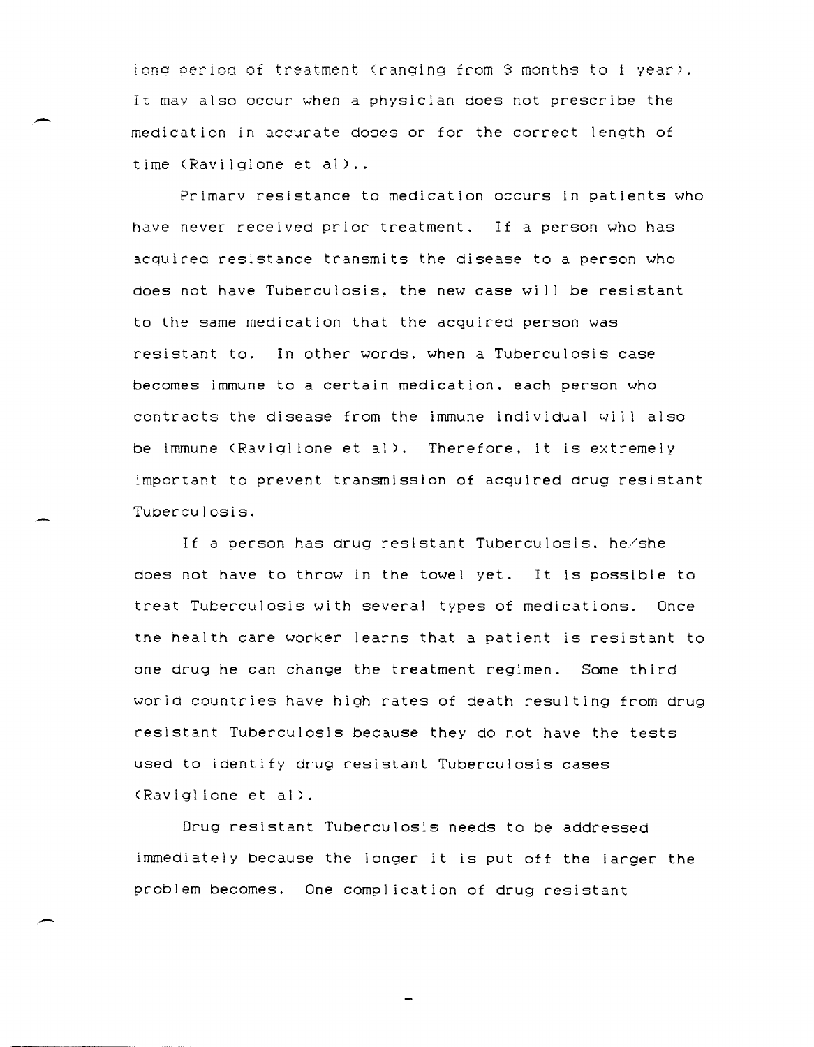long period of treatment (ranging from 3 months to 1 year). It may also occur when a physician does not prescribe the medication in accurate doses or for the correct length of time (Raviigione et al)..

Primary resistance to medication occurs in patients who have never received prior treatment. If a person who has acquired resistance transmits the disease to a person who does not have Tuberculosis, the new case will be resistant to the same medication that the acquired person was resistant to. In other words, when a Tuberculosis case becomes immune to a certain medication, each person who contracts the disease from the immune individual will also be immune (Raviglione et al). Therefore, it is extremely important to prevent transmission of acquired drug resistant Tuberculosis.

If a person has drug resistant Tuberculosis, he/she does not have to throw in the towel yet. It is possible to treat Tuberculosis with several types of medications. Once the health care worker learns that a patient is resistant to one drug he can change the treatment regimen. Some third world countries have high rates of death resulting from drug resistant Tuberculosis because they do not have the tests used to identify drug resistant Tuberculosis cases (Raviglione et al).

Drug resistant Tuberculosis needs to be addressed immediately because the longer it is put off the larger the problem becomes. One complication of drug resistant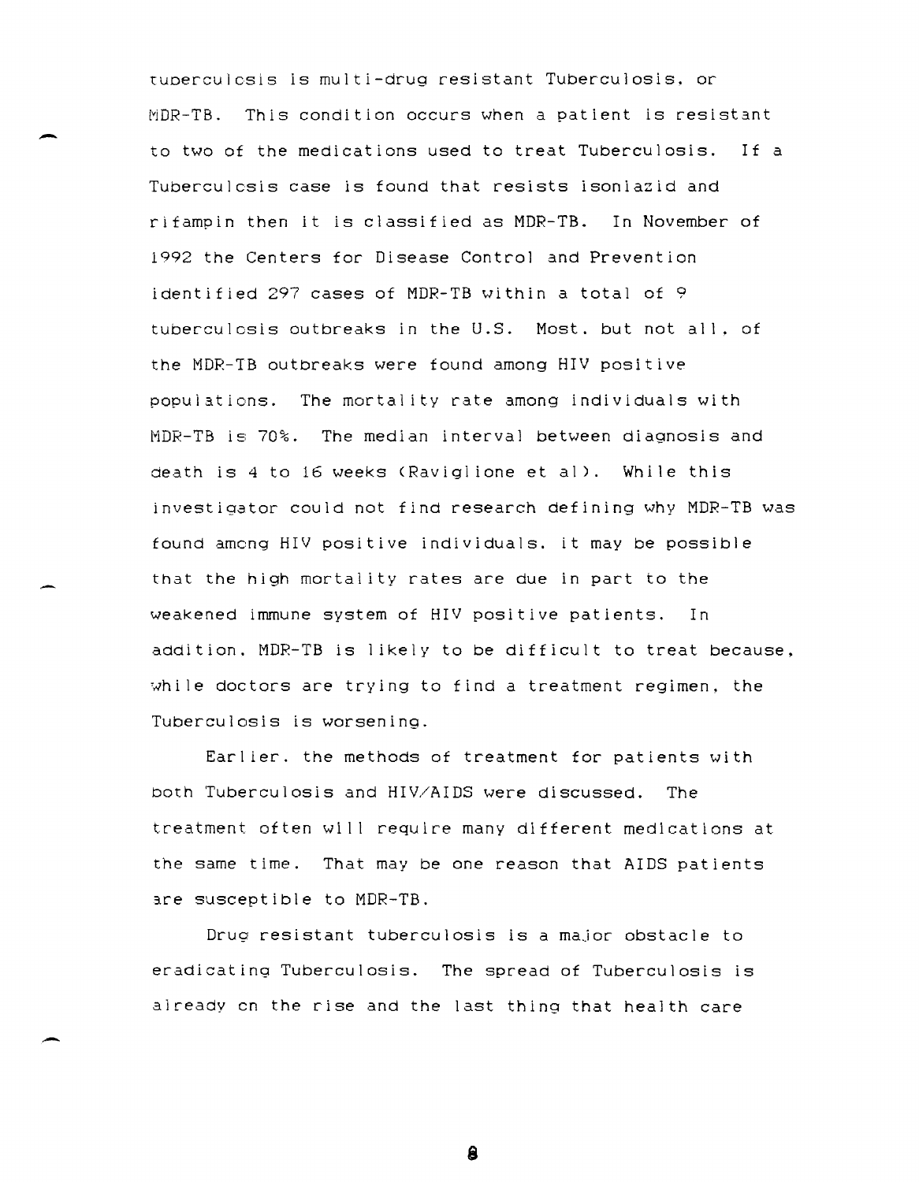tuberculosis is multi-drug resistant Tuberculosis, or MDR-TB. This condition occurs when a patient is resistant to two of the medications used to treat Tuberculosis. If a Tuberculosis case is found that resists isoniazid and rifampin then it is classified as MDR-TB. In November of 1992 the Centers for Disease Control and Prevention identified 297 cases of MDR-TB within a total of 9 tuberculosis outbreaks in the U.S. Most, but not all, of the MDR-TB outbreaks were found among HIV positive populations. The mortality rate among individuals with MDR-TB is 70%. The median interval between diagnosis and death is 4 to 16 weeks (Raviglione et al). While this investigator could not find research defining why MDR-TB was found among HIV positive individuals, it may be possible that the high mortality rates are due in part to the weakened immune system of HIV positive patients. In addition, MDR-TB is likely to be difficult to treat because, while doctors are trying to find a treatment regimen, the Tuberculosis is worsening.

Earlier, the methods of treatment for patients with both Tuberculosis and HIV/AIDS were discussed. The treatment often will require many different medications at the same time. That may be one reason that AIDS patients are susceptible to MDR-TB.

Drug resistant tuberculosis is a major obstacle to eradicating Tuberculosis. The spread of Tuberculosis is already on the rise and the last thing that health care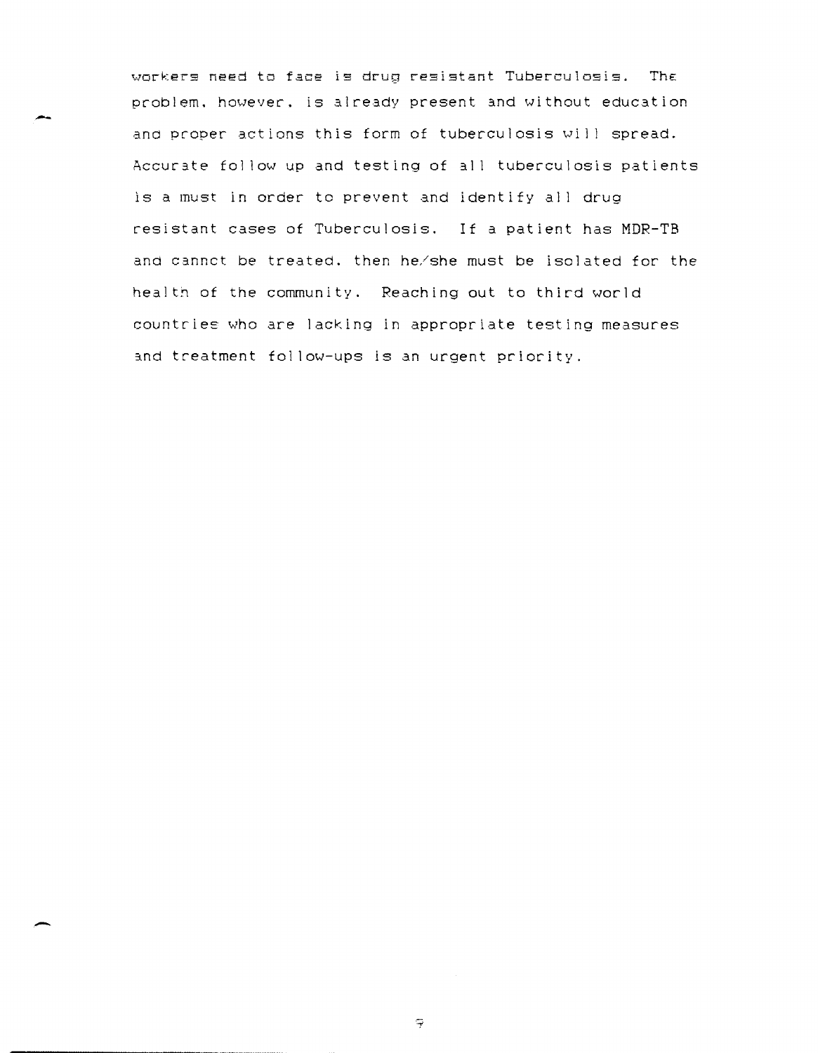workers need to face is drug resistant Tuberculosis. The problem, however, is already present and without education and proper actions this form of tuberculosis will spread. Accurate follow up and testing of all tuberculosis patients is a must in order to prevent and identify all drug resistant cases of Tuberculosis. If a patient has MDR-TB and cannot be treated, then he/she must be isolated for the health of the community. Reaching out to third world countries who are lacking in appropriate testing measures and treatment follow-ups is an urgent priority.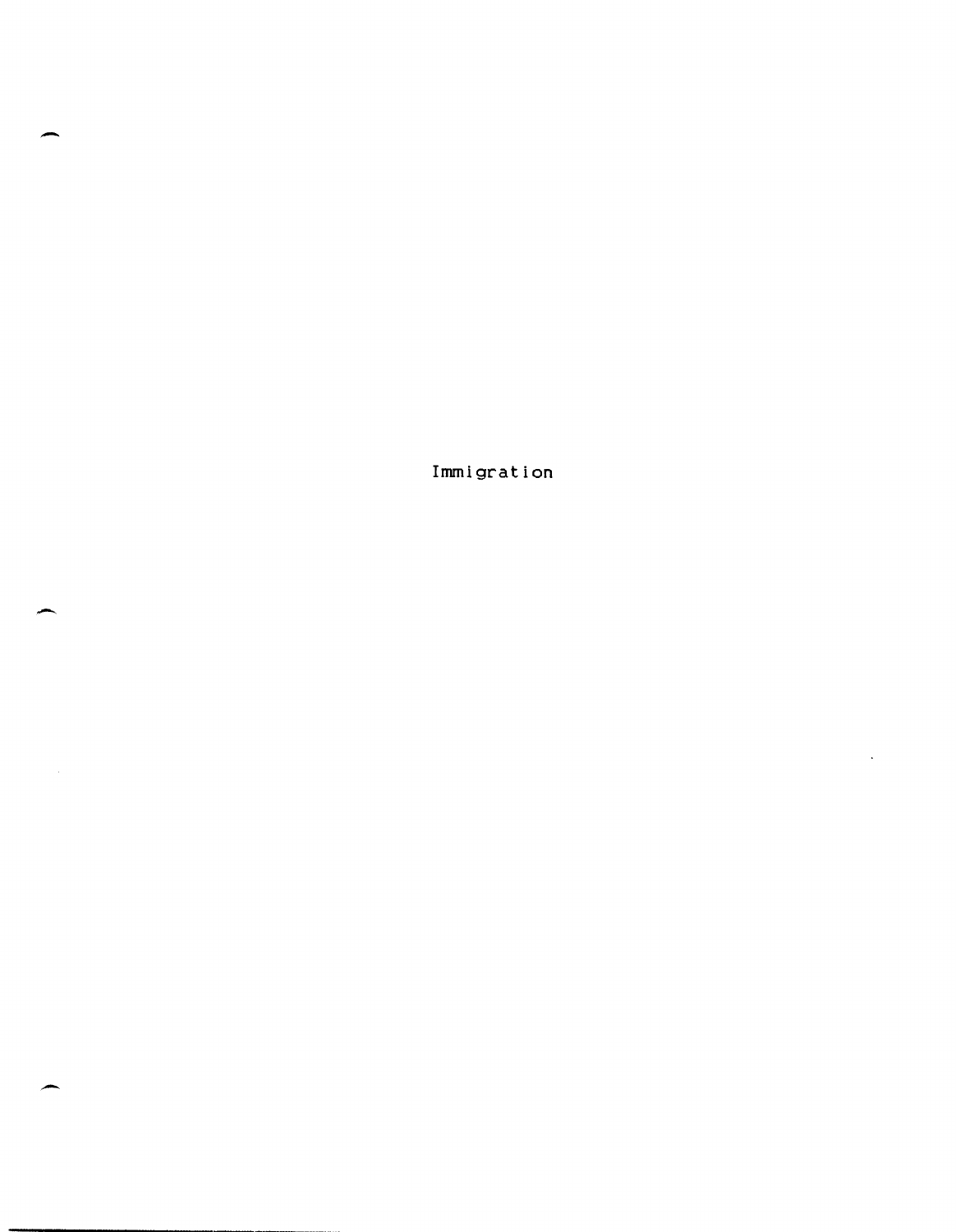# Immigration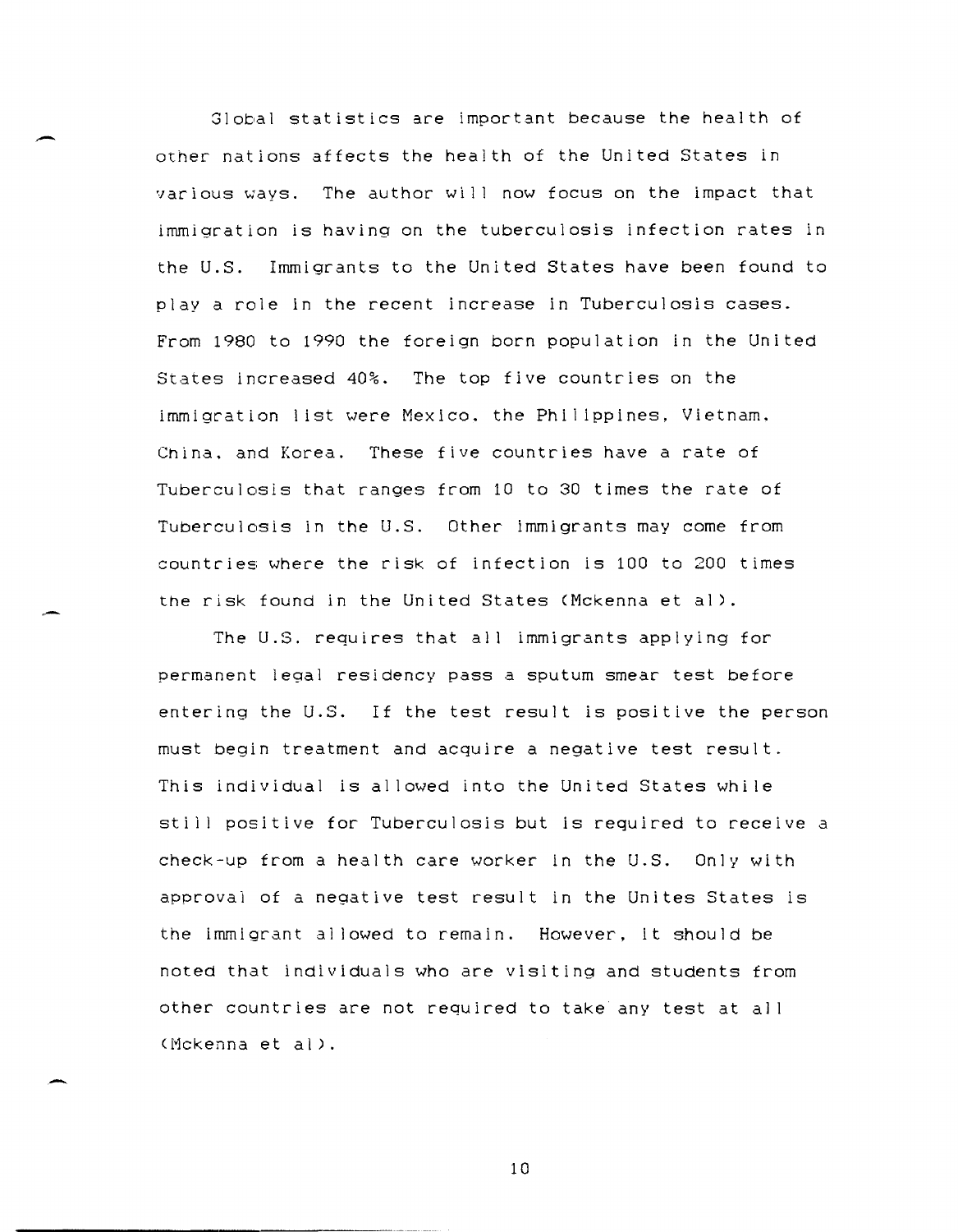Global statistics are important because the health of other nations affects the health of the United States in various ways. The author will now focus on the impact that immigration is having on the tuberculosis infection rates in the U.S. Immigrants to the United States have been found to play a role in the recent increase in Tuberculosis cases. From 1980 to 1990 the foreign born population in the United States increased 40%. The top five countries on the immigration list were Mexico, the Philippines, Vietnam, China, and Korea. These five countries have a rate of Tuberculosis that ranges from 10 to 30 times the rate of Tuberculosis in the U.S. Other immigrants may come from countries where the risk of infection is 100 to 200 times the risk found in the United States (Mckenna et al).

The U.S. requires that all immigrants applying for permanent legal residency pass a sputum smear test before entering the U.S. If the test result is positive the person must begin treatment and acquire a negative test result. This individual is allowed into the United States while still positive for Tuberculosis but is required to receive a check-up from a health care worker in the U.S. Only with approval of a negative test result in the Unites States is the immigrant allowed to remain. However, it should be noted that individuals who are visiting and students from other countries are not required to take any test at all (Mckenna et al).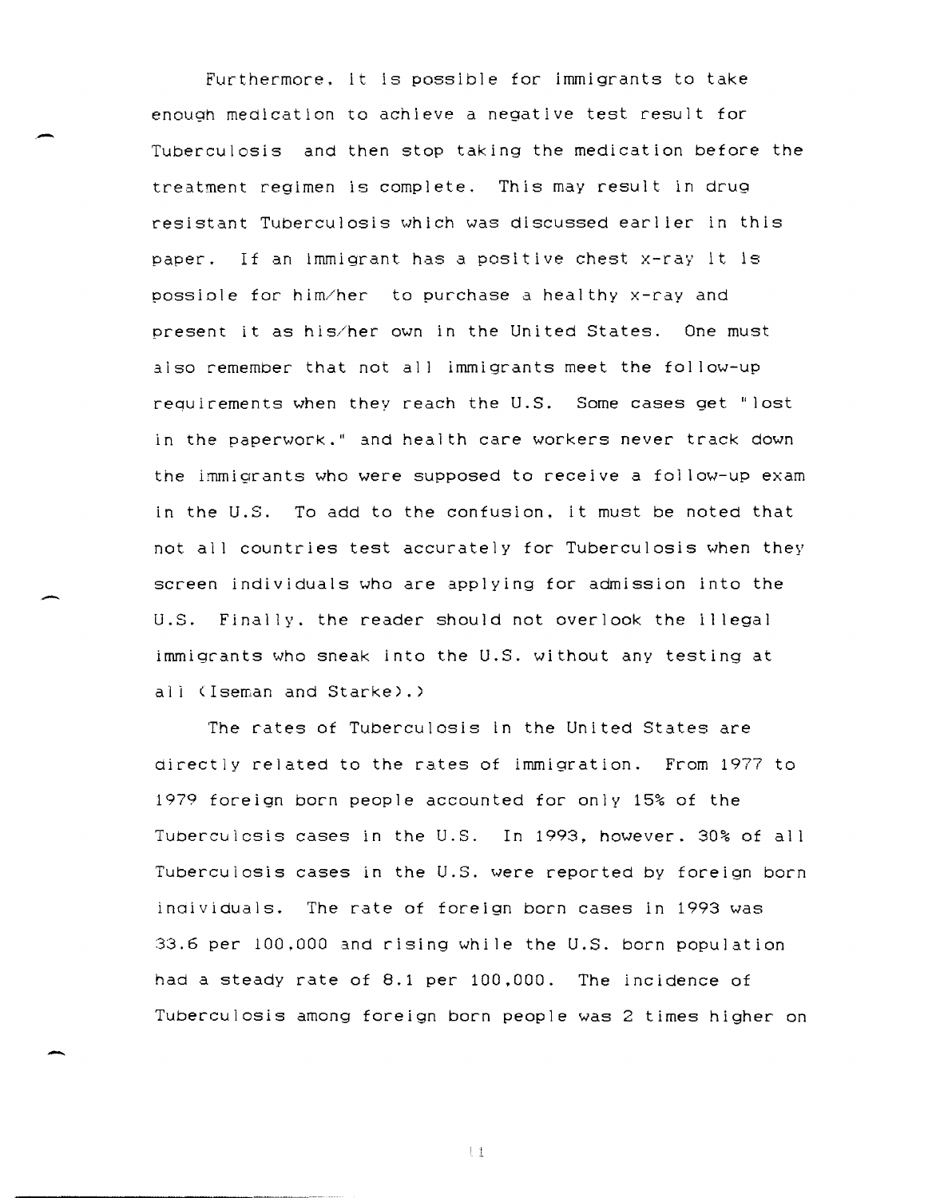Furthermore, it is possible for immigrants to take enough medication to achieve a negative test result for Tuberculosis and then stop taking the medication before the treatment regimen is complete. This may result in drug resistant Tuberculosis which was discussed earlier in this paper. If an immigrant has a positive chest x-ray it is possible for him/her to purchase a healthy x-ray and present it as his/her own in the United States. One must also remember that not all immigrants meet the follow-up requirements when they reach the U.S. Some cases get "lost in the paperwork," and health care workers never track down the immigrants who were supposed to receive a follow-up exam in the U.S. To add to the confusion, it must be noted that not all countries test accurately for Tuberculosis when they screen individuals who are applying for admission into the U.S. Finally, the reader should not overlook the illegal immigrants who sneak into the U.S. without any testing at all (Iseman and Starke).)

The rates of Tuberculosis in the United States are directly related to the rates of immigration. From 1977 to 1979 foreign born people accounted for only 15% of the Tuberculosis cases in the U.S. In 1993, however, 30% of all Tuberculosis cases in the U.S. were reported by foreign born individuals. The rate of foreign born cases in 1993 was 33.6 per 100,000 and rising while the U.S. born population had a steady rate of 8.1 per 100,000. The incidence of Tuberculosis among foreign born people was 2 times higher on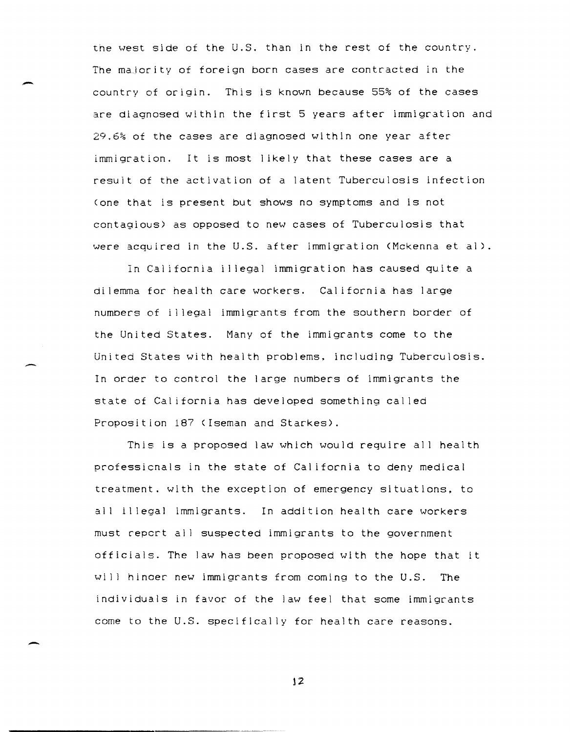the west side of the U.S. than in the rest of the country. The majority of foreign born cases are contracted in the country of origin. This is known because 55% of the cases are diagnosed within the first 5 years after immigration and 29.6% of the cases are diagnosed within one year after immigration. It is most likely that these cases are a result of the activation of a latent Tuberculosis infection (one that is present but shows no symptoms and is not contagious) as opposed to new cases of Tuberculosis that were acquired in the U.S. after immigration (Mckenna et al).

In California illegal immigration has caused quite a dilemma for health care workers. California has large numbers of illegal immigrants from the southern border of the United States. Many of the immigrants come to the United States with health problems, including Tuberculosis. In order to control the large numbers of immigrants the state of California has developed something called Proposition 187 (Iseman and Starkes).

This is a proposed law which would require all health professionals in the state of California to deny medical treatment, with the exception of emergency situations, to all illegal immigrants. In addition health care workers must report all suspected immigrants to the government officials. The law has been proposed with the hope that it will hinder new immigrants from coming to the U.S. The individuals in favor of the law feel that some immigrants come to the U.S. specifically for health care reasons.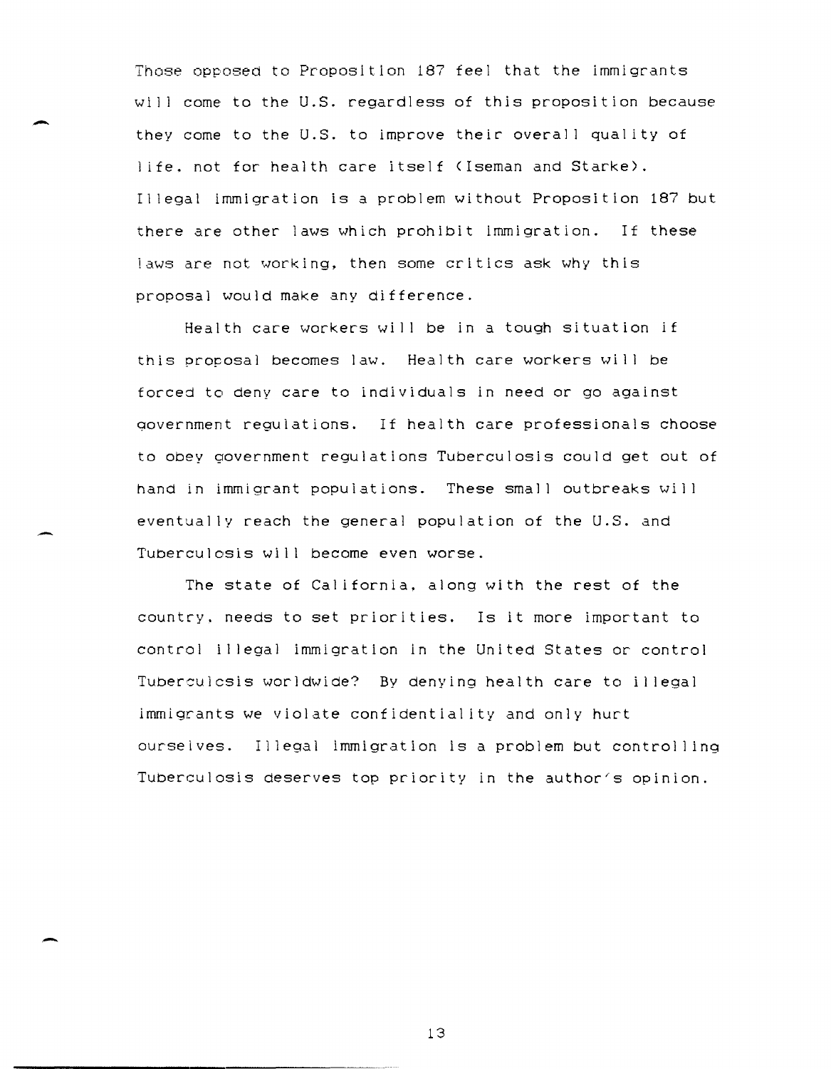Those opposed to Proposition 187 feel that the immigrants will come to the U.S. regardless of this proposition because they come to the U.S. to improve their overall quality of life, not for health care itself (Iseman and Starke). Illegal immigration is a problem without Proposition 187 but there are other laws which prohibit immigration. If these laws are not working, then some critics ask why this proposal would make any difference.

Health care workers will be in a tough situation if this proposal becomes law. Health care workers will be forced to deny care to individuals in need or go against government regulations. If health care professionals choose to obey government regulations Tuberculosis could get out of hand in immigrant populations. These small outbreaks will eventually reach the general population of the U.S. and Tuberculosis will become even worse.

The state of California, along with the rest of the country, needs to set priorities. Is it more important to control illegal immigration in the United States or control Tuberculosis worldwide? By denying health care to illegal immigrants we violate confidentiality and only hurt ourselves. Illegal immigration is a problem but controlling Tuberculosis deserves top priority in the author's opinion.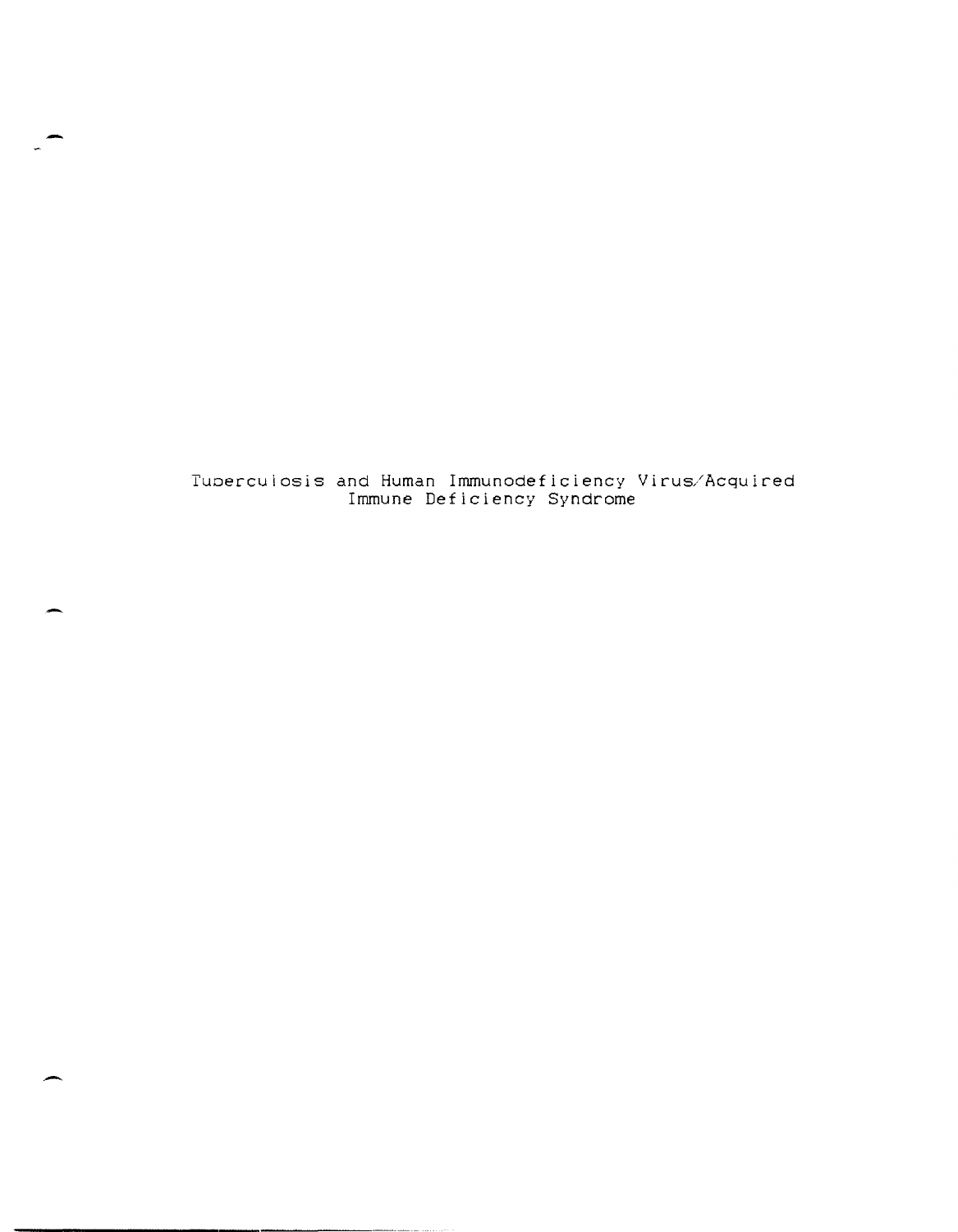# Tuberculosis and Human Immunodeficiency Virus/Acquired Immune Deficiency Syndrome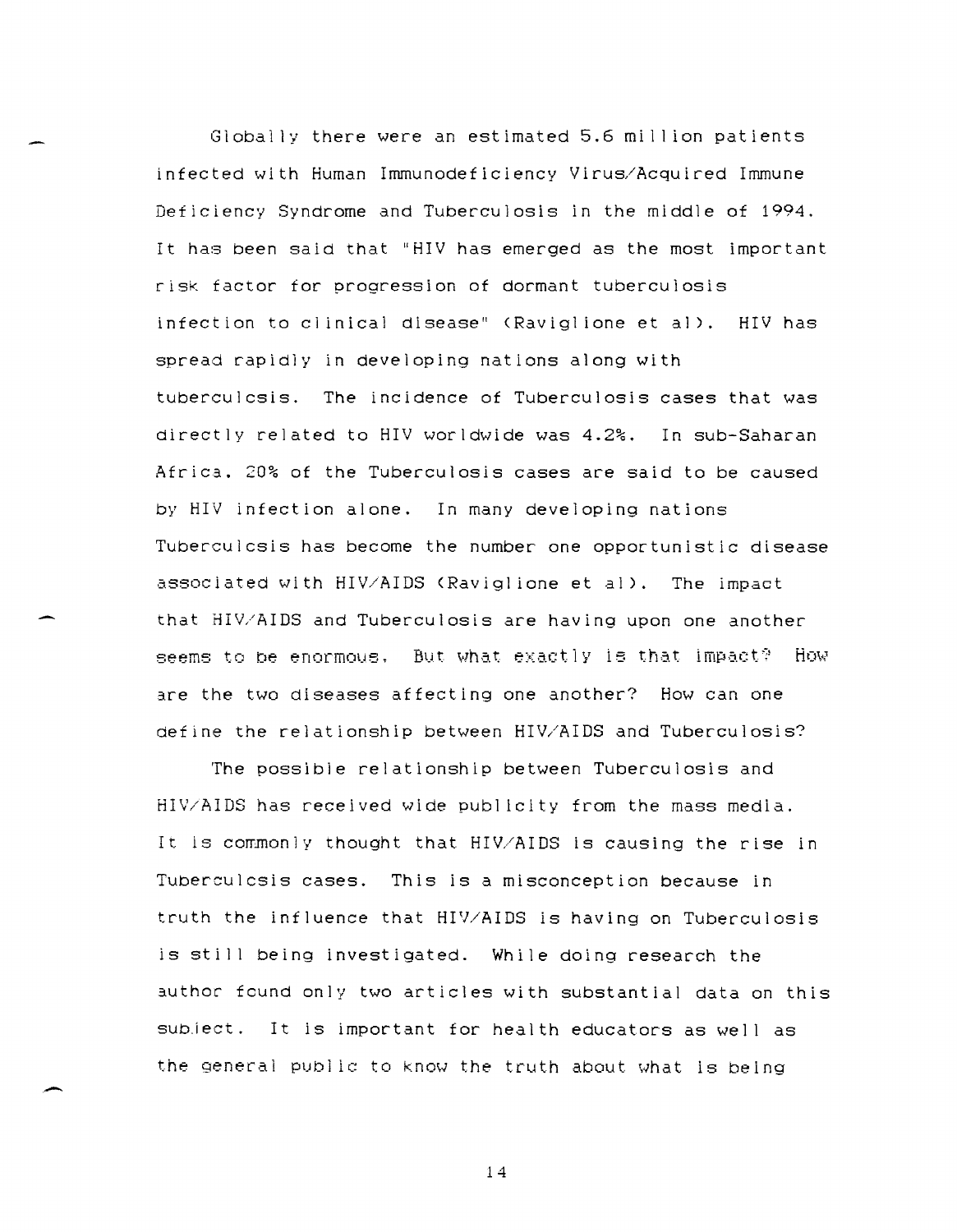Globally there were an estimated 5.6 million patients infected with Human Immunodeficiency Virus/Acquired Immune Deficiency Syndrome and Tuberculosis in the middle of 1994. It has been said that "HIV has emerged as the most important risk factor for progression of dormant tuberculosis infection to clinical disease" (Raviglione et al). HIV has spread rapidly in developing nations along with tuberculosis. The incidence of Tuberculosis cases that was directly related to HIV worldwide was 4.2%. In sub-Saharan Africa, 20% of the Tuberculosis cases are said to be caused by HIV infection alone. In many developing nations Tuberculosis has become the number one opportunistic disease associated with HIV/AIDS (Raviglione et al). The impact that HIV/AIDS and Tuberculosis are having upon one another seems to be enormous. But what exactly is that impact? How are the two diseases affecting one another? How can one define the relationship between HIV/AIDS and Tuberculosis?

The possible relationship between Tuberculosis and HIV/AIDS has received wide publicity from the mass media. It is commonly thought that HIV/AIDS is causing the rise in Tuberculosis cases. This is a misconception because in truth the influence that HIV/AIDS is having on Tuberculosis is still being investigated. While doing research the author found only two articles with substantial data on this subject. It is important for health educators as well as the general public to know the truth about what is being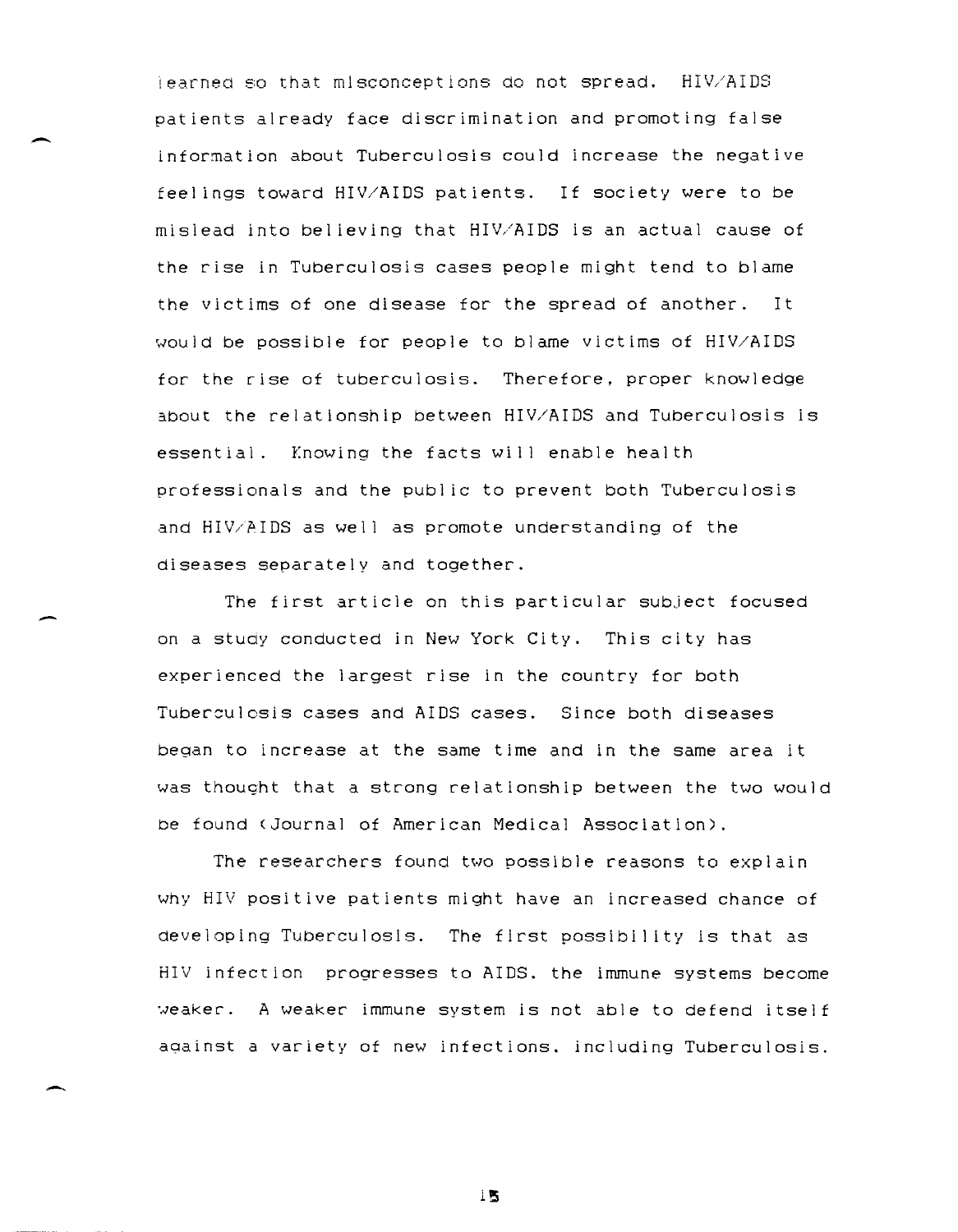learned so that misconceptions do not spread. HIV/AIDS patients already face discrimination and promoting false information about Tuberculosis could increase the negative feelings toward HIV/AIDS patients. If society were to be mislead into believing that HIV/AIDS is an actual cause of the rise in Tuberculosis cases people might tend to blame the victims of one disease for the spread of another. It would be possible for people to blame victims of HIV/AIDS for the rise of tuberculosis. Therefore, proper knowledge about the relationship between HIV/AIDS and Tuberculosis is essential. Knowing the facts will enable health professionals and the public to prevent both Tuberculosis and HIV/AIDS as well as promote understanding of the diseases separately and together.

The first article on this particular subject focused on a study conducted in New York City. This city has experienced the largest rise in the country for both Tuberculosis cases and AIDS cases. Since both diseases began to increase at the same time and in the same area it was thought that a strong relationship between the two would be found (Journal of American Medical Association).

The researchers found two possible reasons to explain why HIV positive patients might have an increased chance of developing Tuberculosis. The first possibility is that as HIV infection progresses to AIDS, the immune systems become weaker. A weaker immune system is not able to defend itself against a variety of new infections, including Tuberculosis.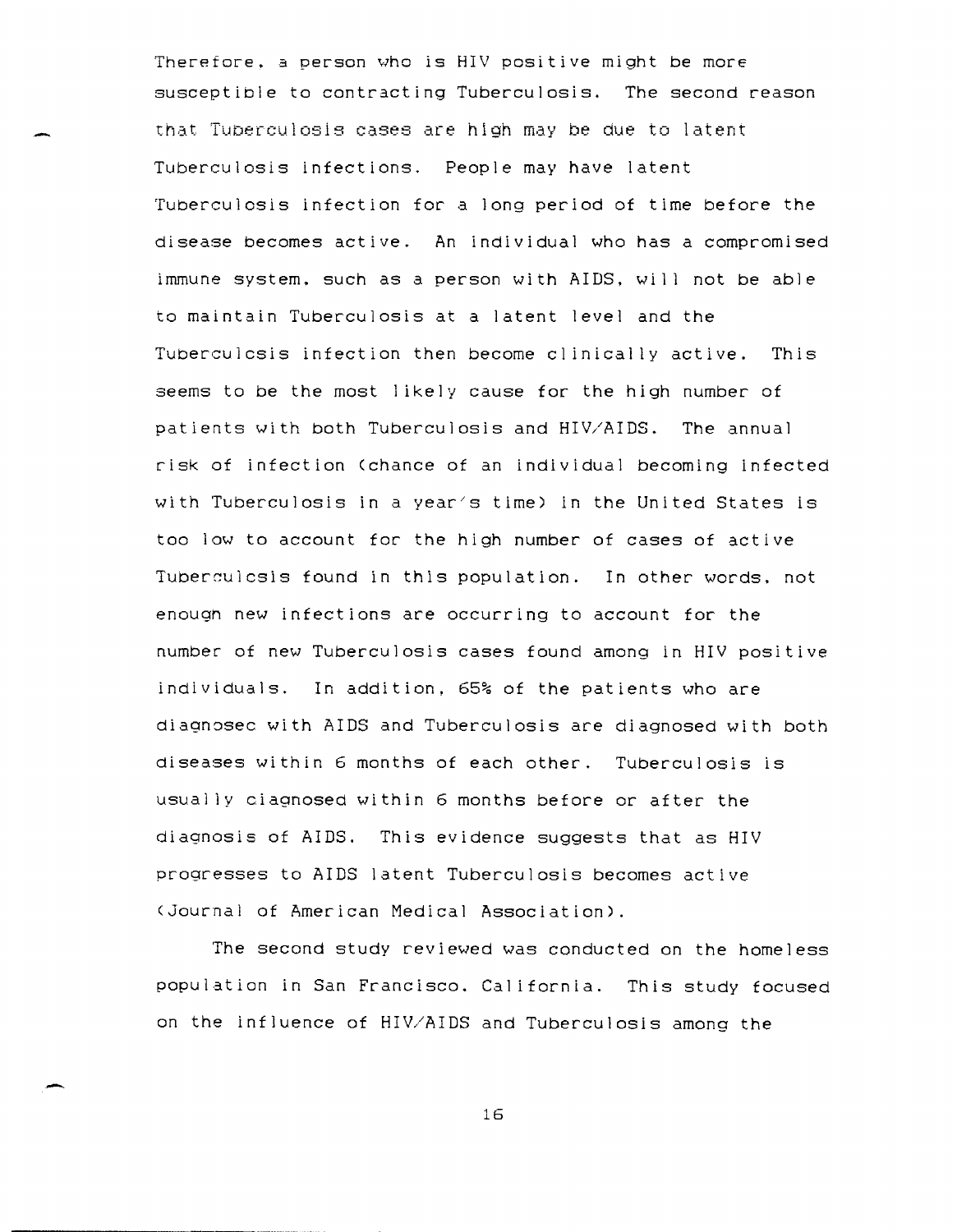Therefore, a person who is HIV positive might be more susceptible to contracting Tuberculosis. The second reason that Tuberculosis cases are high may be due to latent Tuberculosis infections. People may have latent Tuberculosis infection for a long period of time before the disease becomes active. An individual who has a compromised immune system, such as a person with AIDS, will not be able to maintain Tuberculosis at a latent level and the Tuberculcsis infection then become clinically active. This seems to be the most likely cause for the high number of patients with both Tuberculosis and HIV/AIDS. The annual risk of infection (chance of an individual becoming infected with Tuberculosis in a year's time) in the United States is too low to account for the high number of cases of active Tuberculcsis found in this population. In other words, not enougn new infections are occurring to account for the number of new Tuberculosis cases found among in HIV positive individuals. In addition, 65% of the patients who are diagnosec with AIDS and Tuberculosis are diagnosed with both diseases within 6 months of each other. Tuberculosis is usually ciagnosed within 6 months before or after the diagnosis of AIDS. This evidence suggests that as HIV progresses to AIDS latent Tuberculosis becomes active (Journal of American Medical Association).

The second study reviewed was conducted on the homeless population in San Francisco, California. This study focused on the influence of HIV/AIDS and Tuberculosis among the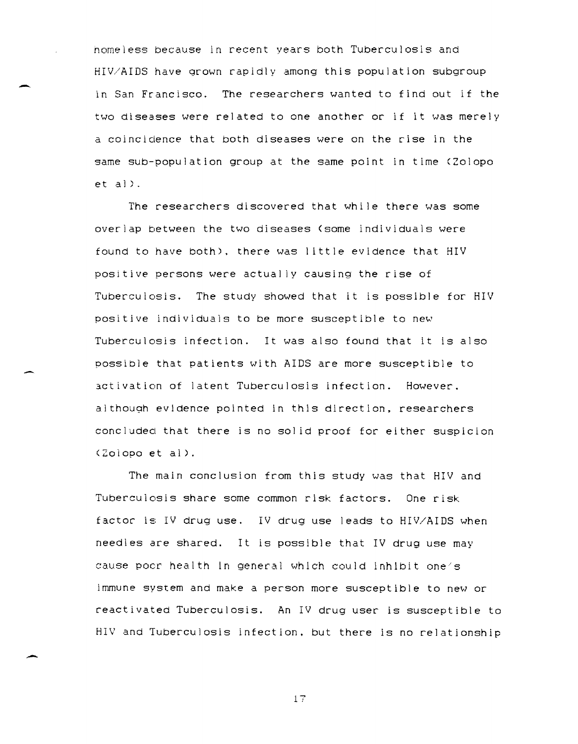homeless because in recent years both Tuberculosis and HIV/AIDS have grown rapidly among this population subgroup in San Francisco. The researchers wanted to find out if the two diseases were related to one another or if it was merely a coincidence that both diseases were on the rise in the same sub-population group at the same point in time (Zolopo et al).

The researchers discovered that while there was some overlap between the two diseases (some individuals were found to have both), there was little evidence that HIV positive persons were actually causing the rise of Tuberculosis. The study showed that it is possible for HIV positive individuals to be more susceptible to new Tuberculosis infection. It was also found that it is also possible that patients with AIDS are more susceptible to activation of latent Tuberculosis infection. However, although evidence pointed in this direction, researchers concluded that there is no solid proof for either suspicion (Zolopo et al).

The main conclusion from this study was that HIV and Tuberculosis share some common risk factors. One risk factor is IV drug use. IV drug use leads to HIV/AIDS when needles are shared. It is possible that IV drug use may cause poor health in general which could inhibit one's immune system and make a person more susceptible to new or reactivated Tuberculosis. An IV drug user is susceptible to HIV and Tuberculosis infection, but there is no relationship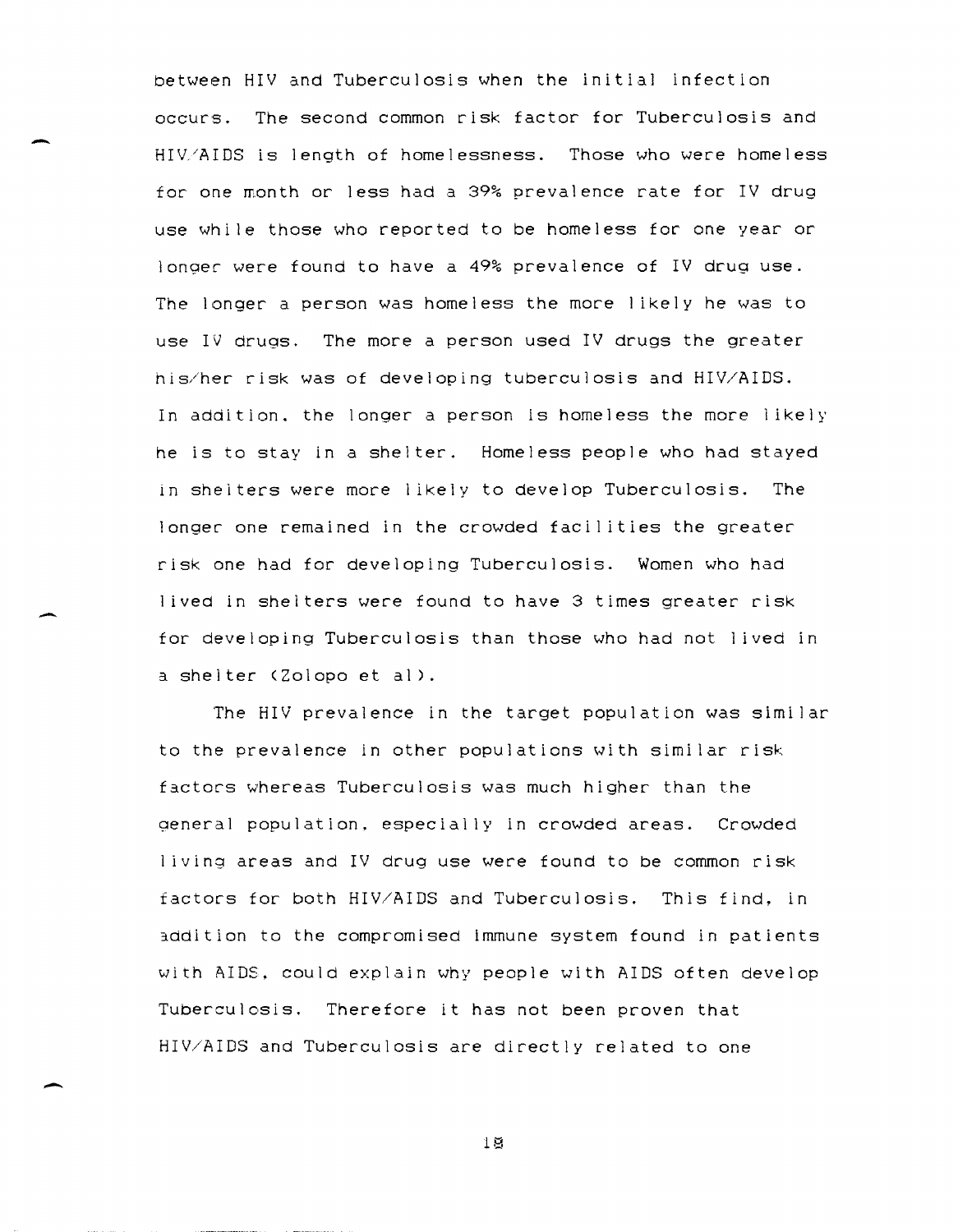between HIV and Tuberculosis when the initial infection occurs. The second common risk factor for Tuberculosis and HIV/AIDS is length of homelessness. Those who were homeless for one month or less had a 39% prevalence rate for IV drug use while those who reported to be homeless for one year or longer were found to have a 49% prevalence of IV drug use. The longer a person was homeless the more likely he was to use IV drugs. The more a person used IV drugs the greater his/her risk was of developing tuberculosis and HIV/AIDS. In addition, the longer a person is homeless the more likely he is to stay in a shelter. Homeless people who had stayed in shelters were more likely to develop Tuberculosis. The longer one remained in the crowded facilities the greater risk one had for developing Tuberculosis. Women who had lived in shelters were found to have 3 times greater risk for developing Tuberculosis than those who had not lived in a shelter (Zolopo et al).

The HIV prevalence in the target population was similar to the prevalence in other populations with similar risk factors whereas Tuberculosis was much higher than the general population, especially in crowded areas. Crowded living areas and IV drug use were found to be common risk factors for both HIV/AIDS and Tuberculosis. This find, in addition to the compromised immune system found in patients with AIDS, could explain why people with AIDS often develop Tuberculosis. Therefore it has not been proven that HIV/AIDS and Tuberculosis are directly related to one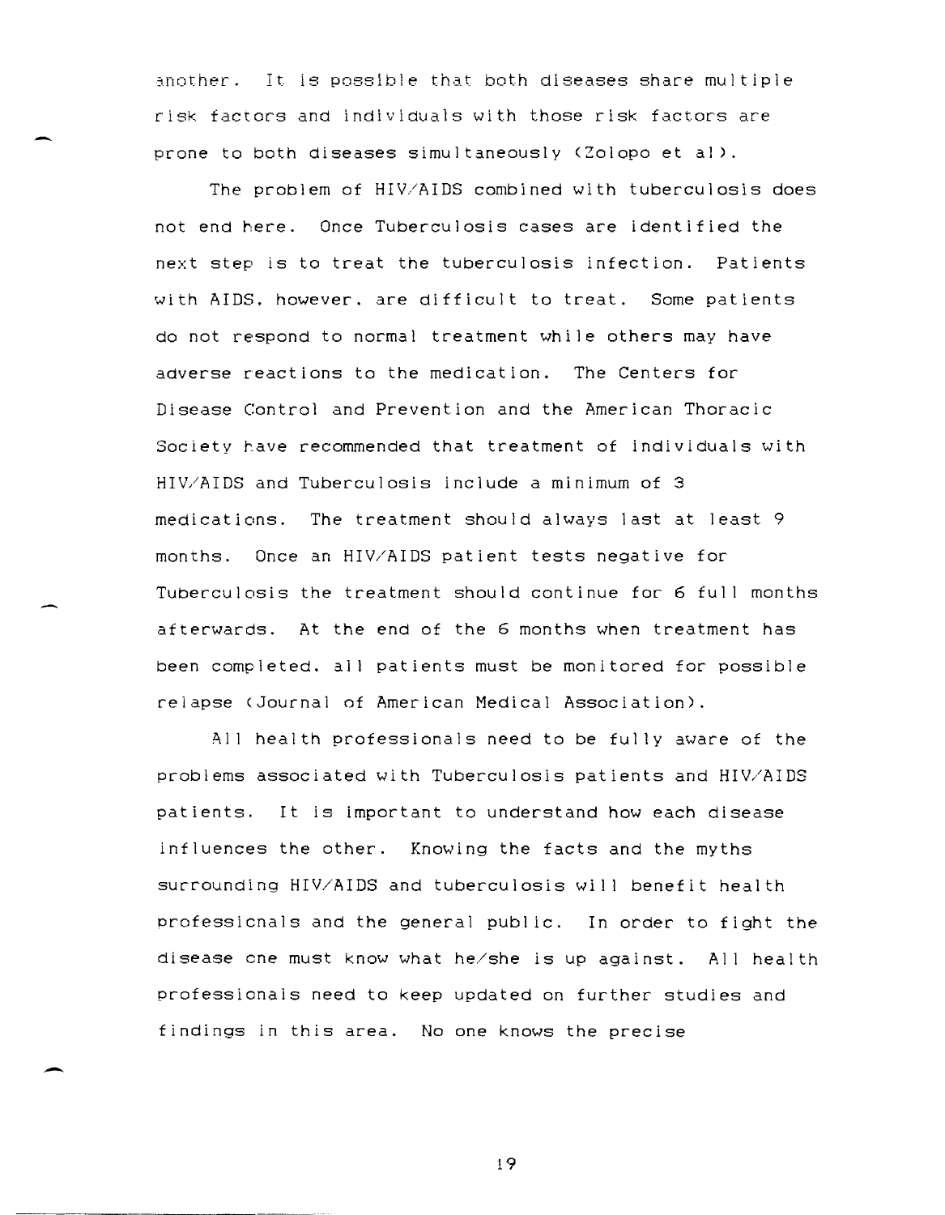another. It is possible that both diseases share multiple risk factors and individuals with those risk factors are prone to both diseases simultaneously (Zolopo et al).

The problem of HIV/AIDS combined with tuberculosis does not end here. Once Tuberculosis cases are identified the next step is to treat the tuberculosis infection. Patients with AIDS, however, are difficult to treat. Some patients do not respond to normal treatment while others may have adverse reactions to the medication. The Centers for Disease Control and Prevention and the American Thoracic Society have recommended that treatment of individuals with HIV/AIDS and Tuberculosis include a minimum of 3 medications. The treatment should always last at least 9 months. Once an HIV/AIDS patient tests negative for Tuberculosis the treatment should continue for 6 full months afterwards. At the end of the 6 months when treatment has been completed, all patients must be monitored for possible relapse (Journal of American Medical Association).

All health professionals need to be fully aware of the problems associated with Tuberculosis patients and HIV/AIDS patients. It is important to understand how each disease influences the other. Knowing the facts and the myths surrounding HIV/AIDS and tuberculosis will benefit health professionals and the general public. In order to fight the disease one must know what he/she is up against. All health professionals need to keep updated on further studies and findings in this area. No one knows the precise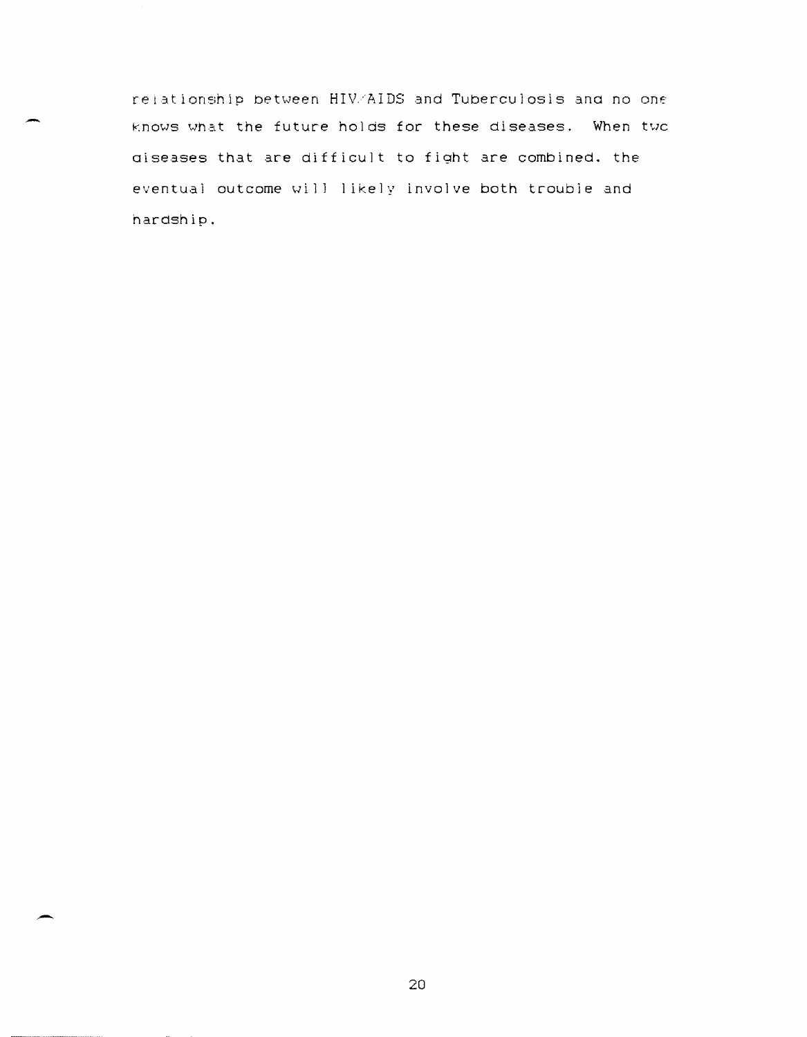relationship between HIV/AIDS and Tuberculosis and no one knows what the future holds for these diseases. When two diseases that are difficult to fight are combined, the eventual outcome will likely involve both trouble and hardship.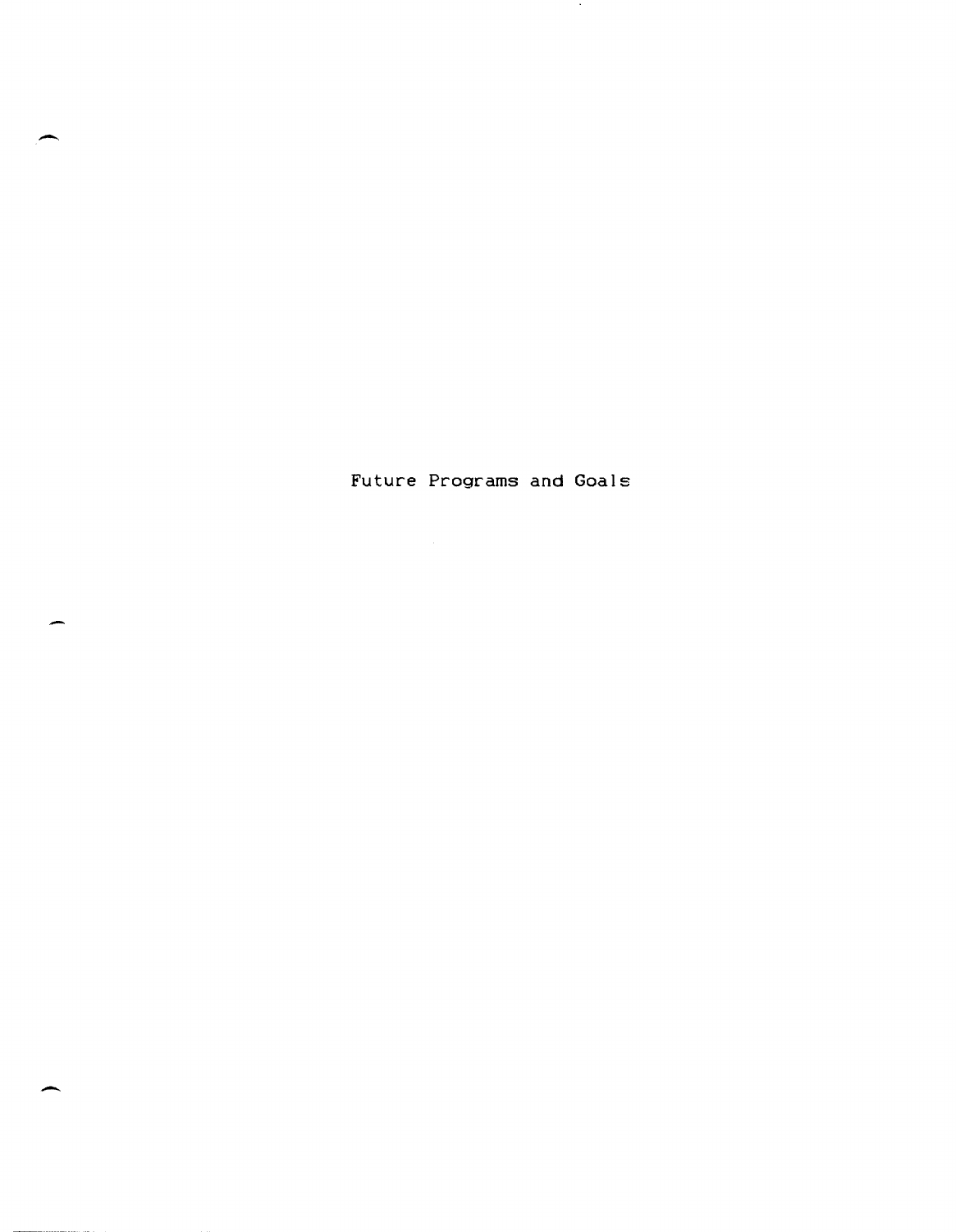# Future Programs and Goals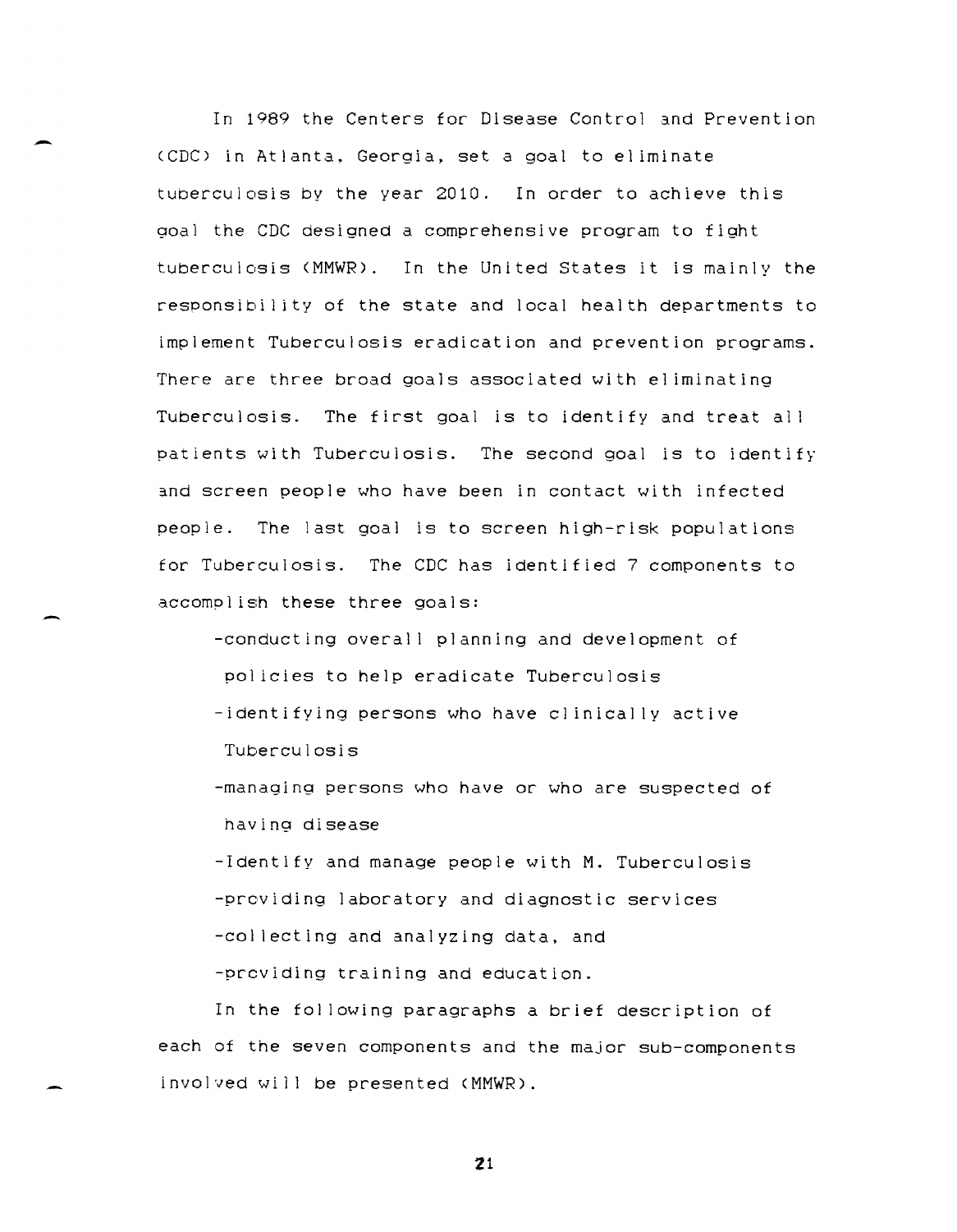In 1989 the Centers for Disease Control and Prevention (CDC) in Atlanta, Georgia, set a goal to eliminate tuberculosis by the year 2010. In order to achieve this goal the CDC designed a comprehensive program to fight tuberculosis (MMWR). In the United States it is mainly the responsibility of the state and local health departments to implement Tuberculosis eradication and prevention programs. There are three broad goals associated with eliminating Tuberculosis. The first goal is to identify and treat all patients with Tuberculosis. The second goal is to identify and screen people who have been in contact with infected people. The last goal is to screen high-risk populations for Tuberculosis. The CDC has identified 7 components to accomplish these three goals:

- conducting overall planning and development of policies to help eradicate Tuberculosis
- identifying persons who have clinically active Tuberculosis
- managing persons who have or who are suspected of having disease
- Identify and manage people with M. Tuberculosis
- providing laboratory and diagnostic services
- collecting and analyzing data, and
- providing training and education.

In the following paragraphs a brief description of each of the seven components and the major sub-components involved will be presented (MMWR).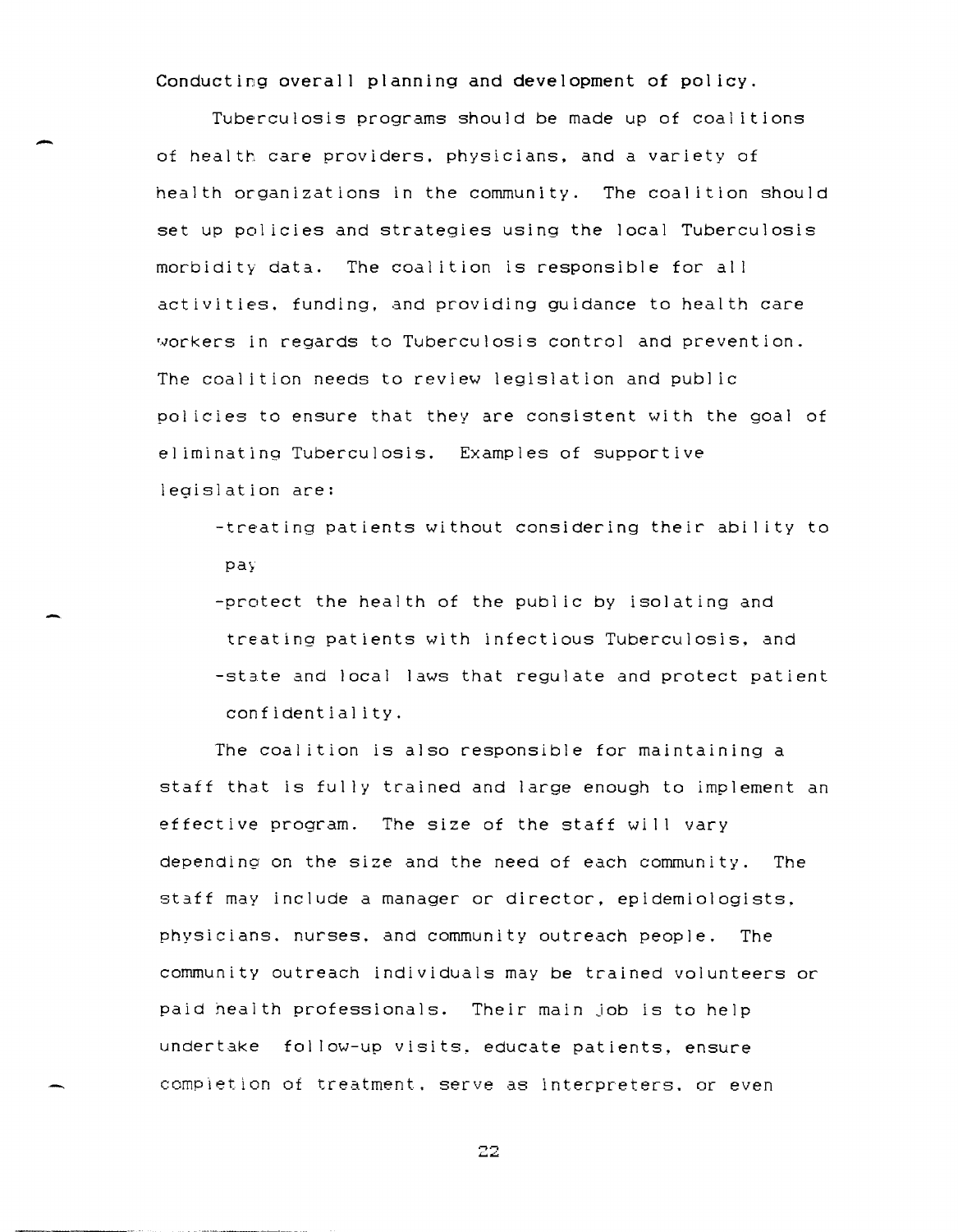Conducting overall planning and development of policy.

Tuberculosis programs should be made up of coalitions of health care providers, physicians, and a variety of health organizations in the community. The coalition should set up policies and strategies using the local Tuberculosis morbidity data. The coalition is responsible for all activities, funding, and providing guidance to health care workers in regards to Tuberculosis control and prevention. The coalition needs to review legislation and public policies to ensure that they are consistent with the goal of eliminating Tuberculosis. Examples of supportive legislation are:

- -treating patients without considering their ability to pay
- -protect the health of the public by isolating and treating patients with infectious Tuberculosis, and
- -state and local laws that regulate and protect patient confidentiality.

The coalition is also responsible for maintaining a staff that is fully trained and large enough to implement an effective program. The size of the staff will vary depending on the size and the need of each community. The staff may include a manager or director, epidemiologists, physicians, nurses, and community outreach people. The community outreach individuals may be trained volunteers or paid health professionals. Their main job is to help undertake follow-up visits, educate patients, ensure completion of treatment, serve as interpreters, or even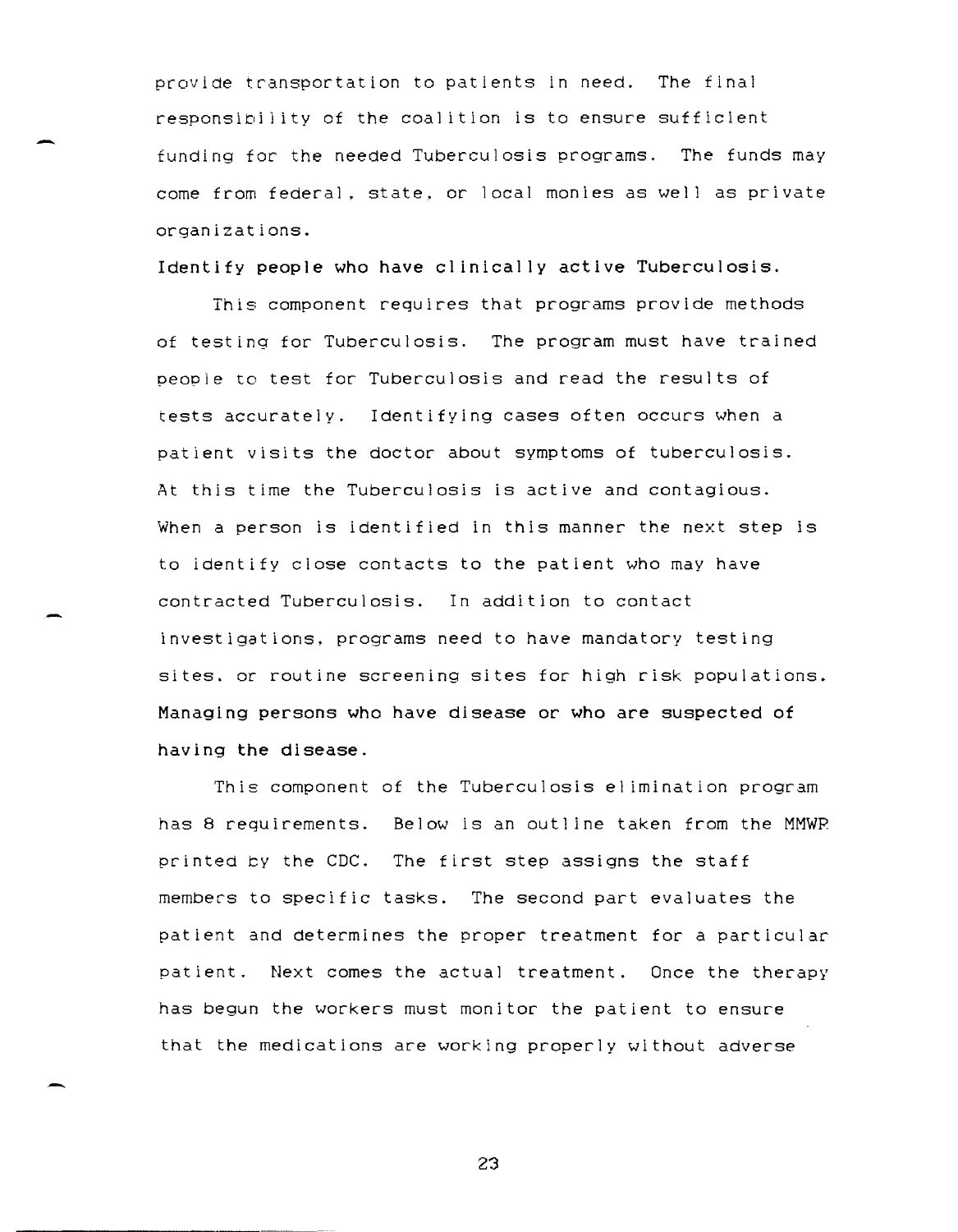provide transportation to patients in need. The final responsibility of the coalition is to ensure sufficient funding for the needed Tuberculosis programs. The funds may come from federal, state, or local monies as well as private organizations.

**Identify people who have clinically active Tuberculosis.**

This component requires that programs provide methods of testing for Tuberculosis. The program must have trained people to test for Tuberculosis and read the results of tests accurately. Identifying cases often occurs when a patient visits the doctor about symptoms of tuberculosis. At this time the Tuberculosis is active and contagious. When a person is identified in this manner the next step is to identify close contacts to the patient who may have contracted Tuberculosis. In addition to contact investigations, programs need to have mandatory testing sites, or routine screening sites for high risk populations.

**Managing persons who have disease or who are suspected of having the disease.**

This component of the Tuberculosis elimination program has 8 requirements. Below is an outline taken from the MMWR printed by the CDC. The first step assigns the staff members to specific tasks. The second part evaluates the patient and determines the proper treatment for a particular patient. Next comes the actual treatment. Once the therapy has begun the workers must monitor the patient to ensure that the medications are working properly without adverse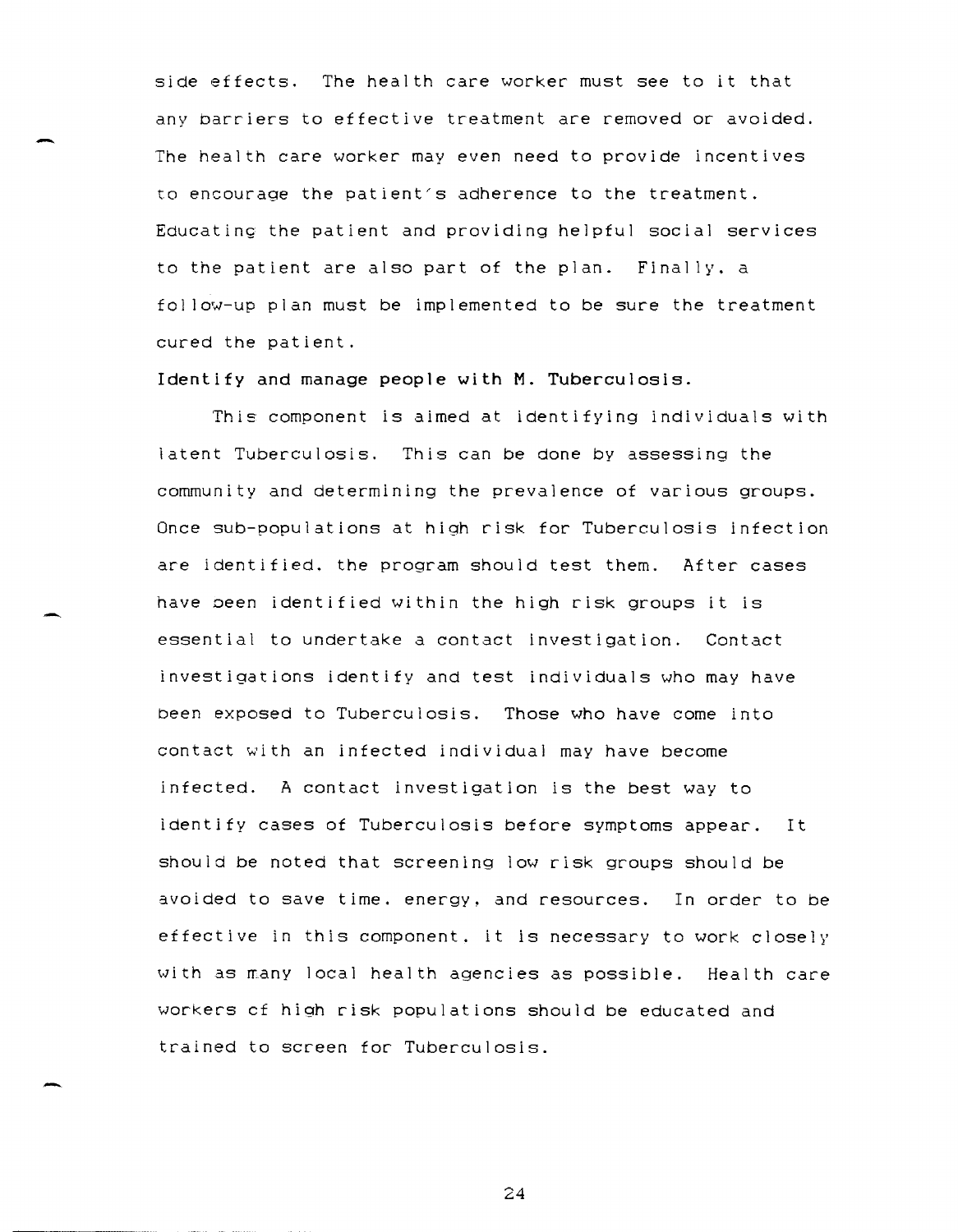side effects. The health care worker must see to it that any barriers to effective treatment are removed or avoided. The health care worker may even need to provide incentives to encourage the patient's adherence to the treatment. Educating the patient and providing helpful social services to the patient are also part of the plan. Finally, a follow-up plan must be implemented to be sure the treatment cured the patient.

**Identify and manage people with M. Tuberculosis.**

This component is aimed at identifying individuals with latent Tuberculosis. This can be done by assessing the community and determining the prevalence of various groups. Once sub-populations at high risk for Tuberculosis infection are identified, the program should test them. After cases have been identified within the high risk groups it is essential to undertake a contact investigation. Contact investigations identify and test individuals who may have been exposed to Tuberculosis. Those who have come into contact with an infected individual may have become infected. A contact investigation is the best way to identify cases of Tuberculosis before symptoms appear. It should be noted that screening low risk groups should be avoided to save time, energy, and resources. In order to be effective in this component, it is necessary to work closely with as many local health agencies as possible. Health care workers of high risk populations should be educated and trained to screen for Tuberculosis.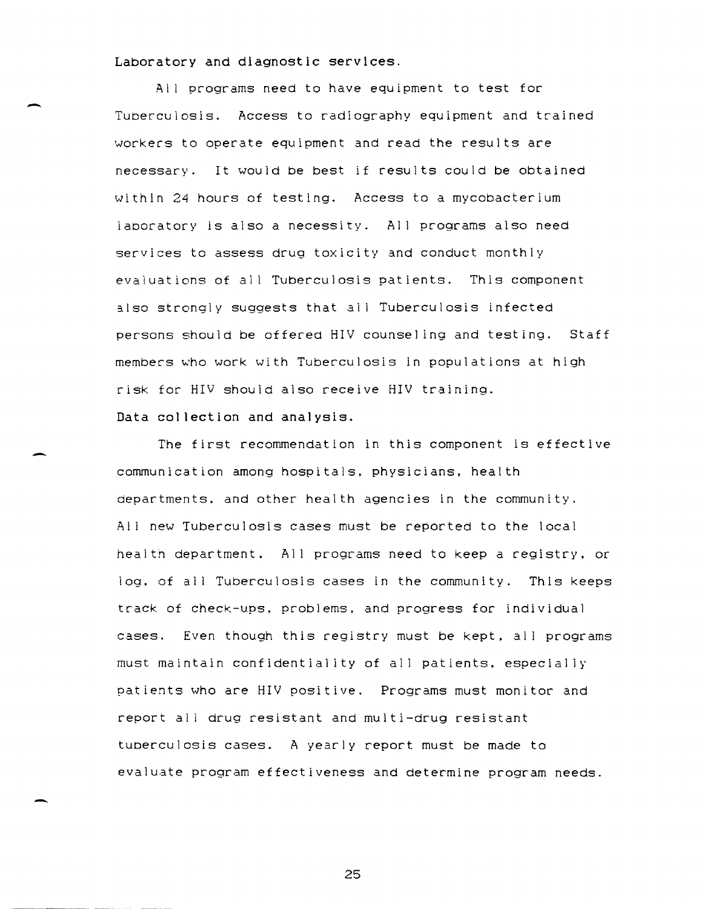Laboratory and diagnostic services.

All programs need to have equipment to test for Tuberculosis. Access to radiography equipment and trained workers to operate equipment and read the results are necessary. It would be best if results could be obtained within 24 hours of testing. Access to a mycobacterium laboratory is also a necessity. All programs also need services to assess drug toxicity and conduct monthly evaluations of all Tuberculosis patients. This component also strongly suggests that all Tuberculosis infected persons should be offered HIV counseling and testing. Staff members who work with Tuberculosis in populations at high risk for HIV should also receive HIV training.

Data collection and analysis.

The first recommendation in this component is effective communication among hospitals, physicians, health departments, and other health agencies in the community. All new Tuberculosis cases must be reported to the local health department. All programs need to keep a registry, or log, of all Tuberculosis cases in the community. This keeps track of check-ups, problems, and progress for individual cases. Even though this registry must be kept, all programs must maintain confidentiality of all patients, especially patients who are HIV positive. Programs must monitor and report all drug resistant and multi-drug resistant tuberculosis cases. A yearly report must be made to evaluate program effectiveness and determine program needs.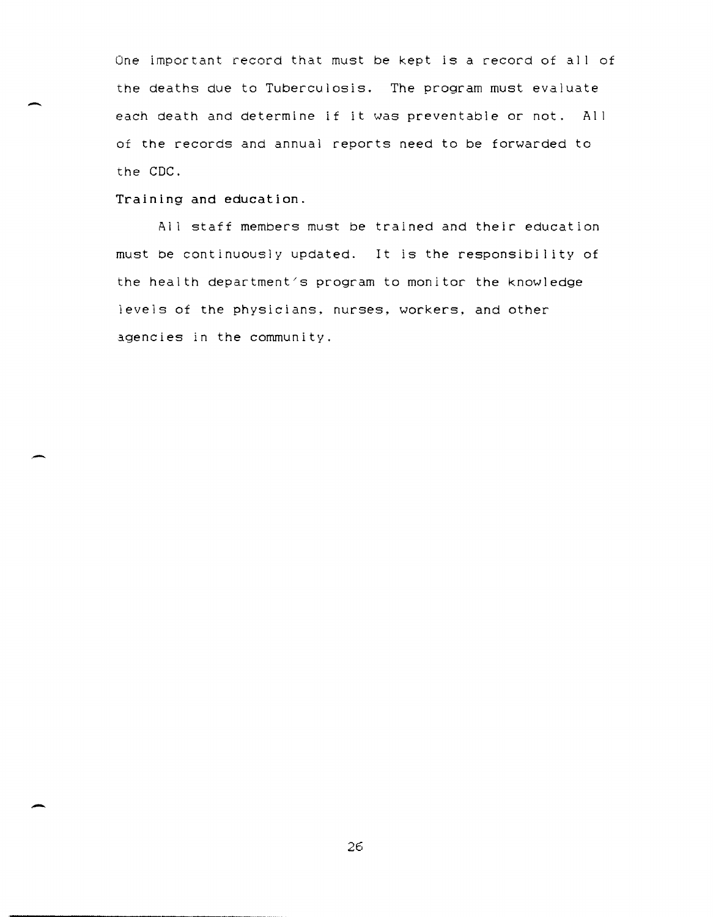One important record that must be kept is a record of all of the deaths due to Tuberculosis. The program must evaluate each death and determine if it was preventable or not. All of the records and annual reports need to be forwarded to the CDC.

**Training and education.**

All staff members must be trained and their education must be continuously updated. It is the responsibility of the health department's program to monitor the knowledge levels of the physicians, nurses, workers, and other agencies in the community.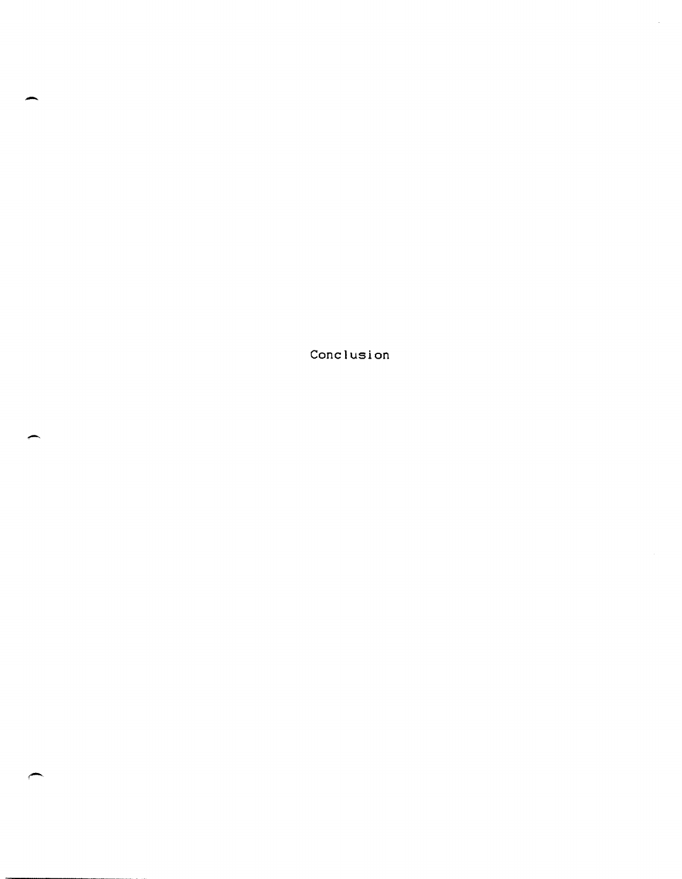# Conclusion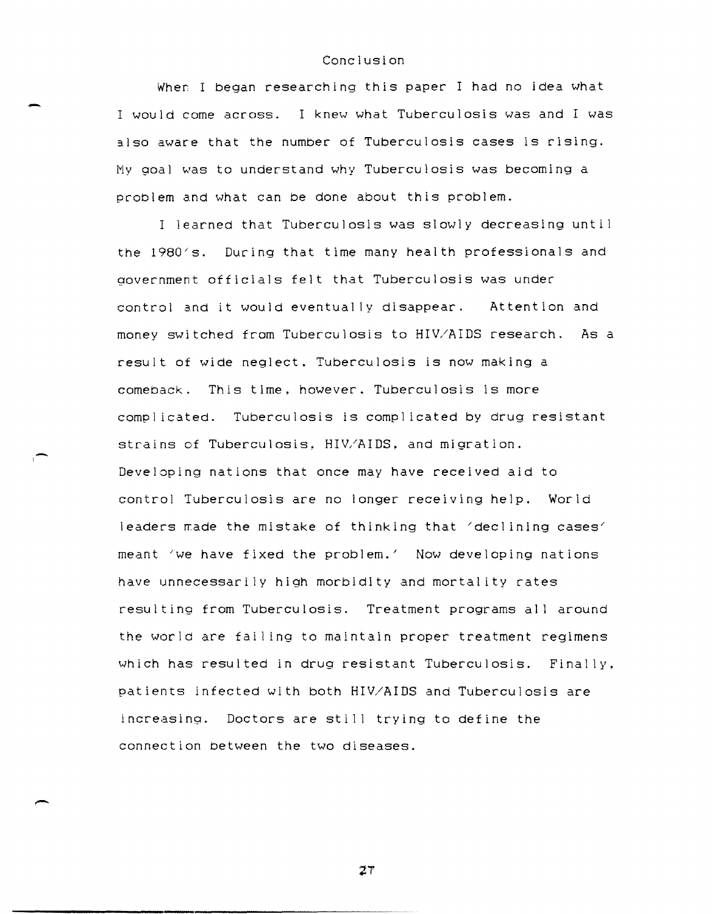# Conclusion

When I began researching this paper I had no idea what I would come across. I knew what Tuberculosis was and I was also aware that the number of Tuberculosis cases is rising. My goal was to understand why Tuberculosis was becoming a problem and what can be done about this problem.

I learned that Tuberculosis was slowly decreasing until the 1980's. During that time many health professionals and government officials felt that Tuberculosis was under control and it would eventually disappear. Attention and money switched from Tuberculosis to HIV/AIDS research. As a result of wide neglect, Tuberculosis is now making a comeback. This time, however, Tuberculosis is more complicated. Tuberculosis is complicated by drug resistant strains of Tuberculosis, HIV/AIDS, and migration. Developing nations that once may have received aid to control Tuberculosis are no longer receiving help. World leaders made the mistake of thinking that 'declining cases' meant 'we have fixed the problem.' Now developing nations have unnecessarily high morbidity and mortality rates resulting from Tuberculosis. Treatment programs all around the world are failing to maintain proper treatment regimens which has resulted in drug resistant Tuberculosis. Finally, patients infected with both HIV/AIDS and Tuberculosis are increasing. Doctors are still trying to define the connection between the two diseases.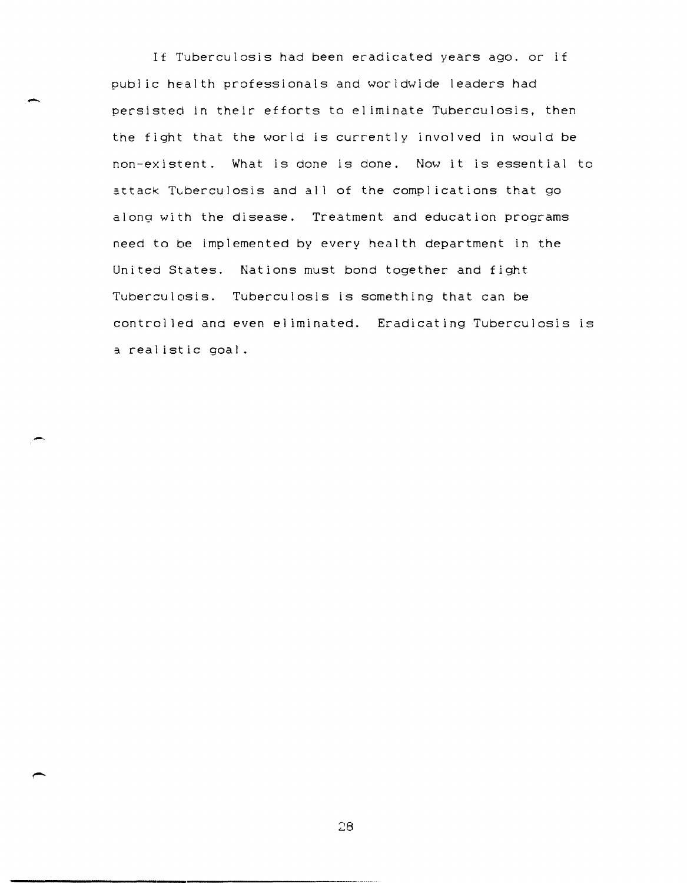If Tuberculosis had been eradicated years ago, or if public health professionals and worldwide leaders had persisted in their efforts to eliminate Tuberculosis, then the fight that the world is currently involved in would be non-existent. What is done is done. Now it is essential to attack Tuberculosis and all of the complications that go along with the disease. Treatment and education programs need to be implemented by every health department in the United States. Nations must bond together and fight Tuberculosis. Tuberculosis is something that can be controlled and even eliminated. Eradicating Tuberculosis is a realistic goal.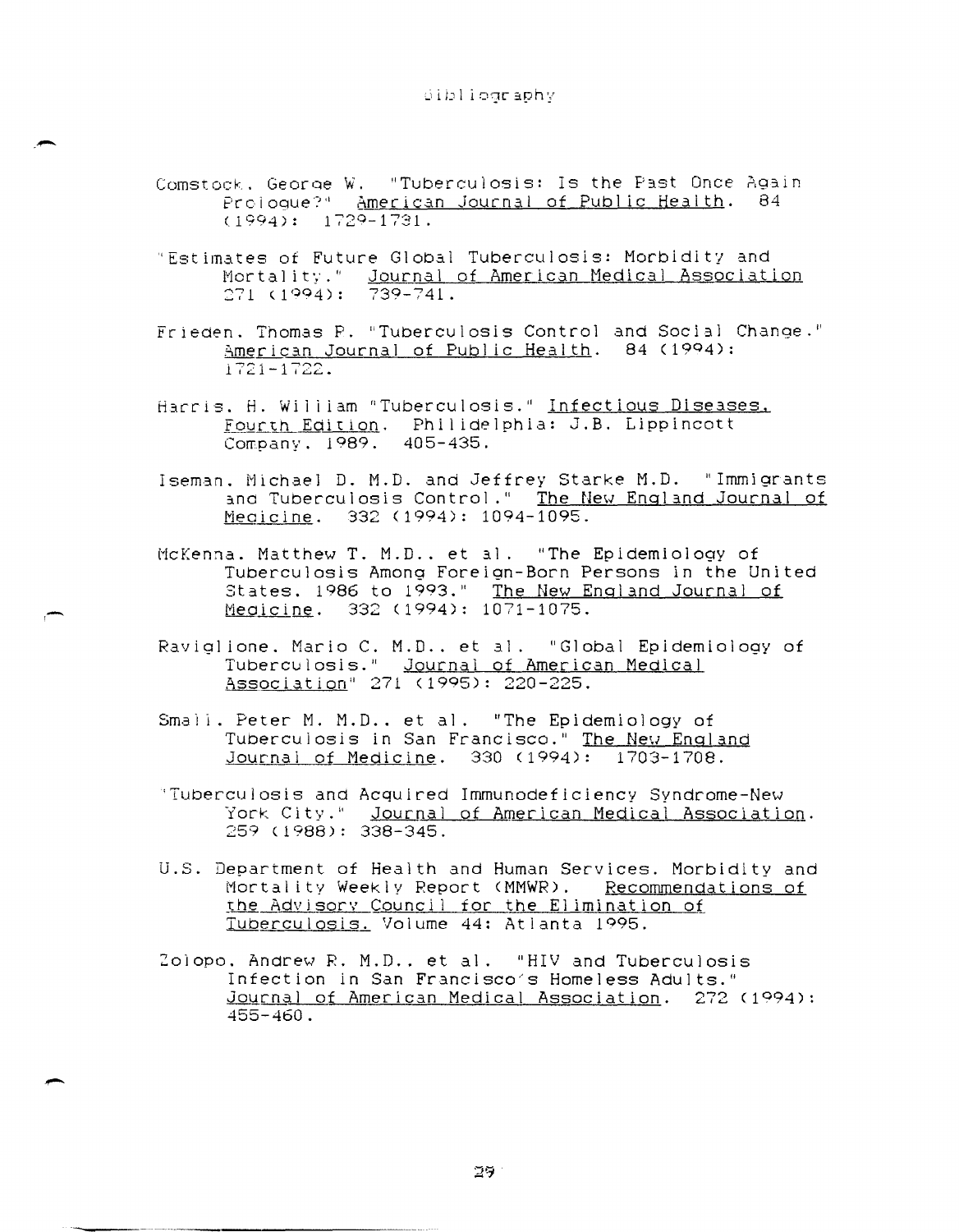# Bibliography

Comstock, George W. "Tuberculosis: Is the Past Once Again Prologue?" American Journal of Public Health. 84 (1994): 1729-1731.

"Estimates of Future Global Tuberculosis: Morbidity and Mortality." Journal of American Medical Association 271 (1994): 739-741.

Frieden, Thomas P. "Tuberculosis Control and Social Change." American Journal of Public Health. 84 (1994): 1721-1722.

Harris, H. William "Tuberculosis." Infectious Diseases, Fourth Edition. Philidelphia: J.B. Lippincott Company, 1989. 405-435.

Iseman, Michael D. M.D. and Jeffrey Starke M.D. "Immigrants and Tuberculosis Control." The New England Journal of Medicine. 332 (1994): 1094-1095.

McKenna, Matthew T. M.D., et al. "The Epidemiology of Tuberculosis Among Foreign-Born Persons in the United States, 1986 to 1993." The New England Journal of Medicine. 332 (1994): 1071-1075.

Raviglione, Mario C. M.D., et al. "Global Epidemiology of Tuberculosis." Journal of American Medical Association" 271 (1995): 220-225.

Small, Peter M. M.D., et al. "The Epidemiology of Tuberculosis in San Francisco." The New England Journal of Medicine. 330 (1994): 1703-1708.

"Tuberculosis and Acquired Immunodeficiency Syndrome-New York City." Journal of American Medical Association. 259 (1988): 338-345.

U.S. Department of Health and Human Services. Morbidity and Mortality Weekly Report (MMWR). Recommendations of the Advisory Council for the Elimination of Tuberculosis. Volume 44: Atlanta 1995.

Zolopo, Andrew R. M.D., et al. "HIV and Tuberculosis Infection in San Francisco's Homeless Adults." Journal of American Medical Association. 272 (1994): 455-460.